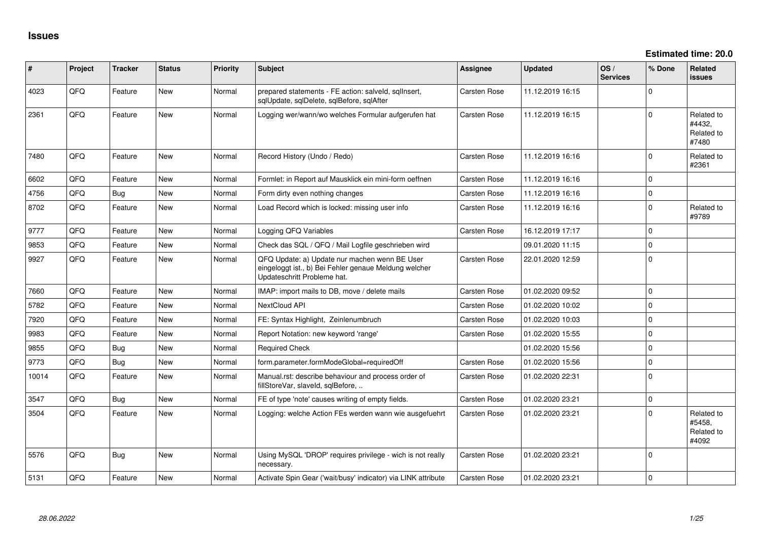# Issues

**Estimated time: 20.0**

| # | Project | Tracker | Status | Priority | Subject | Assignee | Updated | OS / Services | % Done | Related issues |
|---|---|---|---|---|---|---|---|---|---|---|
| 4023 | QFQ | Feature | New | Normal | prepared statements - FE action: salveId, sqlInsert, sqlUpdate, sqlDelete, sqlBefore, sqlAfter | Carsten Rose | 11.12.2019 16:15 | | 0 | |
| 2361 | QFQ | Feature | New | Normal | Logging wer/wann/wo welches Formular aufgerufen hat | Carsten Rose | 11.12.2019 16:15 | | 0 | Related to #4432, Related to #7480 |
| 7480 | QFQ | Feature | New | Normal | Record History (Undo / Redo) | Carsten Rose | 11.12.2019 16:16 | | 0 | Related to #2361 |
| 6602 | QFQ | Feature | New | Normal | Formlet: in Report auf Mausklick ein mini-form oeffnen | Carsten Rose | 11.12.2019 16:16 | | 0 | |
| 4756 | QFQ | Bug | New | Normal | Form dirty even nothing changes | Carsten Rose | 11.12.2019 16:16 | | 0 | |
| 8702 | QFQ | Feature | New | Normal | Load Record which is locked: missing user info | Carsten Rose | 11.12.2019 16:16 | | 0 | Related to #9789 |
| 9777 | QFQ | Feature | New | Normal | Logging QFQ Variables | Carsten Rose | 16.12.2019 17:17 | | 0 | |
| 9853 | QFQ | Feature | New | Normal | Check das SQL / QFQ / Mail Logfile geschrieben wird | | 09.01.2020 11:15 | | 0 | |
| 9927 | QFQ | Feature | New | Normal | QFQ Update: a) Update nur machen wenn BE User eingeloggt ist., b) Bei Fehler genaue Meldung welcher Updateschritt Probleme hat. | Carsten Rose | 22.01.2020 12:59 | | 0 | |
| 7660 | QFQ | Feature | New | Normal | IMAP: import mails to DB, move / delete mails | Carsten Rose | 01.02.2020 09:52 | | 0 | |
| 5782 | QFQ | Feature | New | Normal | NextCloud API | Carsten Rose | 01.02.2020 10:02 | | 0 | |
| 7920 | QFQ | Feature | New | Normal | FE: Syntax Highlight, Zeinlenumbruch | Carsten Rose | 01.02.2020 10:03 | | 0 | |
| 9983 | QFQ | Feature | New | Normal | Report Notation: new keyword 'range' | Carsten Rose | 01.02.2020 15:55 | | 0 | |
| 9855 | QFQ | Bug | New | Normal | Required Check | | 01.02.2020 15:56 | | 0 | |
| 9773 | QFQ | Bug | New | Normal | form.parameter.formModeGlobal=requiredOff | Carsten Rose | 01.02.2020 15:56 | | 0 | |
| 10014 | QFQ | Feature | New | Normal | Manual.rst: describe behaviour and process order of fillStoreVar, slaveId, sqlBefore, .. | Carsten Rose | 01.02.2020 22:31 | | 0 | |
| 3547 | QFQ | Bug | New | Normal | FE of type 'note' causes writing of empty fields. | Carsten Rose | 01.02.2020 23:21 | | 0 | |
| 3504 | QFQ | Feature | New | Normal | Logging: welche Action FEs werden wann wie ausgefuehrt | Carsten Rose | 01.02.2020 23:21 | | 0 | Related to #5458, Related to #4092 |
| 5576 | QFQ | Bug | New | Normal | Using MySQL 'DROP' requires privilege - wich is not really necessary. | Carsten Rose | 01.02.2020 23:21 | | 0 | |
| 5131 | QFQ | Feature | New | Normal | Activate Spin Gear ('wait/busy' indicator) via LINK attribute | Carsten Rose | 01.02.2020 23:21 | | 0 | |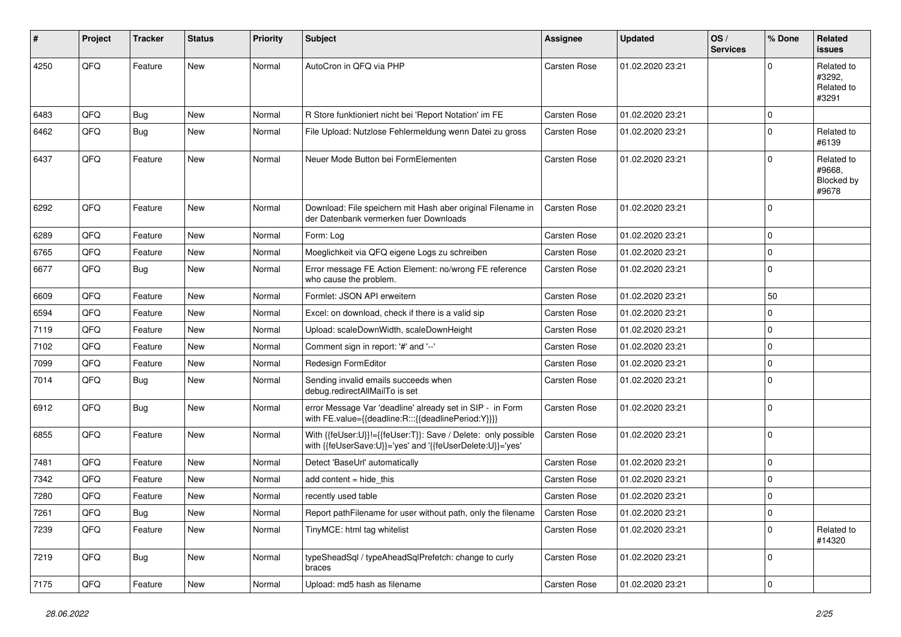| # | Project | Tracker | Status | Priority | Subject | Assignee | Updated | OS / Services | % Done | Related issues |
|---|---|---|---|---|---|---|---|---|---|---|
| 4250 | QFQ | Feature | New | Normal | AutoCron in QFQ via PHP | Carsten Rose | 01.02.2020 23:21 | | 0 | Related to #3292, Related to #3291 |
| 6483 | QFQ | Bug | New | Normal | R Store funktioniert nicht bei 'Report Notation' im FE | Carsten Rose | 01.02.2020 23:21 | | 0 | |
| 6462 | QFQ | Bug | New | Normal | File Upload: Nutzlose Fehlermeldung wenn Datei zu gross | Carsten Rose | 01.02.2020 23:21 | | 0 | Related to #6139 |
| 6437 | QFQ | Feature | New | Normal | Neuer Mode Button bei FormElementen | Carsten Rose | 01.02.2020 23:21 | | 0 | Related to #9668, Blocked by #9678 |
| 6292 | QFQ | Feature | New | Normal | Download: File speichern mit Hash aber original Filename in der Datenbank vermerken fuer Downloads | Carsten Rose | 01.02.2020 23:21 | | 0 | |
| 6289 | QFQ | Feature | New | Normal | Form: Log | Carsten Rose | 01.02.2020 23:21 | | 0 | |
| 6765 | QFQ | Feature | New | Normal | Moeglichkeit via QFQ eigene Logs zu schreiben | Carsten Rose | 01.02.2020 23:21 | | 0 | |
| 6677 | QFQ | Bug | New | Normal | Error message FE Action Element: no/wrong FE reference who cause the problem. | Carsten Rose | 01.02.2020 23:21 | | 0 | |
| 6609 | QFQ | Feature | New | Normal | Formlet: JSON API erweitern | Carsten Rose | 01.02.2020 23:21 | | 50 | |
| 6594 | QFQ | Feature | New | Normal | Excel: on download, check if there is a valid sip | Carsten Rose | 01.02.2020 23:21 | | 0 | |
| 7119 | QFQ | Feature | New | Normal | Upload: scaleDownWidth, scaleDownHeight | Carsten Rose | 01.02.2020 23:21 | | 0 | |
| 7102 | QFQ | Feature | New | Normal | Comment sign in report: '#' and '--' | Carsten Rose | 01.02.2020 23:21 | | 0 | |
| 7099 | QFQ | Feature | New | Normal | Redesign FormEditor | Carsten Rose | 01.02.2020 23:21 | | 0 | |
| 7014 | QFQ | Bug | New | Normal | Sending invalid emails succeeds when debug.redirectAllMailTo is set | Carsten Rose | 01.02.2020 23:21 | | 0 | |
| 6912 | QFQ | Bug | New | Normal | error Message Var 'deadline' already set in SIP - in Form with FE.value={{deadline:R:::{{deadlinePeriod:Y}}}} | Carsten Rose | 01.02.2020 23:21 | | 0 | |
| 6855 | QFQ | Feature | New | Normal | With {{feUser:U}}!={{feUser:T}}: Save / Delete: only possible with {{feUserSave:U}}='yes' and '{{feUserDelete:U}}='yes' | Carsten Rose | 01.02.2020 23:21 | | 0 | |
| 7481 | QFQ | Feature | New | Normal | Detect 'BaseUrl' automatically | Carsten Rose | 01.02.2020 23:21 | | 0 | |
| 7342 | QFQ | Feature | New | Normal | add content = hide_this | Carsten Rose | 01.02.2020 23:21 | | 0 | |
| 7280 | QFQ | Feature | New | Normal | recently used table | Carsten Rose | 01.02.2020 23:21 | | 0 | |
| 7261 | QFQ | Bug | New | Normal | Report pathFilename for user without path, only the filename | Carsten Rose | 01.02.2020 23:21 | | 0 | |
| 7239 | QFQ | Feature | New | Normal | TinyMCE: html tag whitelist | Carsten Rose | 01.02.2020 23:21 | | 0 | Related to #14320 |
| 7219 | QFQ | Bug | New | Normal | typeSheadSql / typeAheadSqlPrefetch: change to curly braces | Carsten Rose | 01.02.2020 23:21 | | 0 | |
| 7175 | QFQ | Feature | New | Normal | Upload: md5 hash as filename | Carsten Rose | 01.02.2020 23:21 | | 0 | |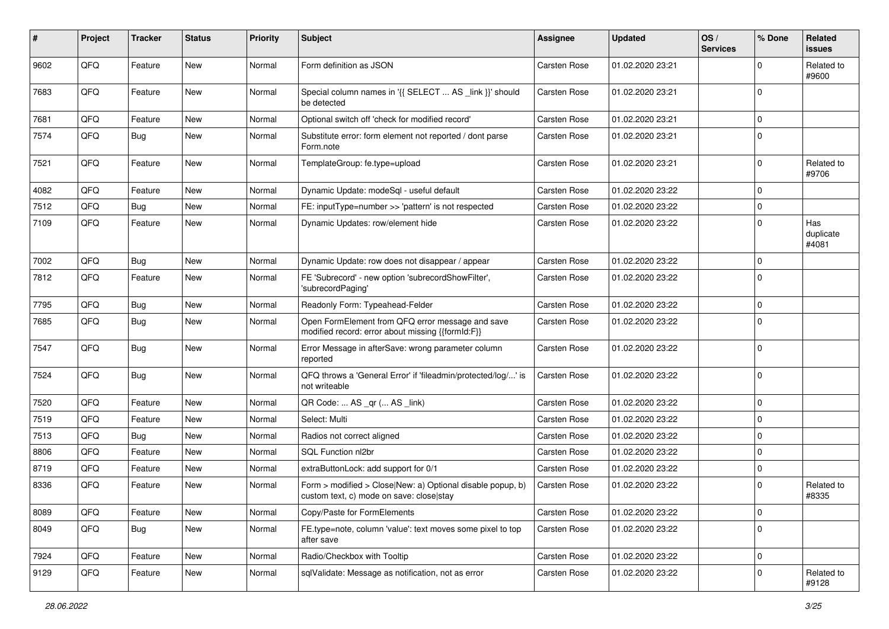| # | Project | Tracker | Status | Priority | Subject | Assignee | Updated | OS / Services | % Done | Related issues |
|---|---|---|---|---|---|---|---|---|---|---|
| 9602 | QFQ | Feature | New | Normal | Form definition as JSON | Carsten Rose | 01.02.2020 23:21 | | 0 | Related to #9600 |
| 7683 | QFQ | Feature | New | Normal | Special column names in '{{ SELECT ... AS _link }}' should be detected | Carsten Rose | 01.02.2020 23:21 | | 0 | |
| 7681 | QFQ | Feature | New | Normal | Optional switch off 'check for modified record' | Carsten Rose | 01.02.2020 23:21 | | 0 | |
| 7574 | QFQ | Bug | New | Normal | Substitute error: form element not reported / dont parse Form.note | Carsten Rose | 01.02.2020 23:21 | | 0 | |
| 7521 | QFQ | Feature | New | Normal | TemplateGroup: fe.type=upload | Carsten Rose | 01.02.2020 23:21 | | 0 | Related to #9706 |
| 4082 | QFQ | Feature | New | Normal | Dynamic Update: modeSql - useful default | Carsten Rose | 01.02.2020 23:22 | | 0 | |
| 7512 | QFQ | Bug | New | Normal | FE: inputType=number >> 'pattern' is not respected | Carsten Rose | 01.02.2020 23:22 | | 0 | |
| 7109 | QFQ | Feature | New | Normal | Dynamic Updates: row/element hide | Carsten Rose | 01.02.2020 23:22 | | 0 | Has duplicate #4081 |
| 7002 | QFQ | Bug | New | Normal | Dynamic Update: row does not disappear / appear | Carsten Rose | 01.02.2020 23:22 | | 0 | |
| 7812 | QFQ | Feature | New | Normal | FE 'Subrecord' - new option 'subrecordShowFilter', 'subrecordPaging' | Carsten Rose | 01.02.2020 23:22 | | 0 | |
| 7795 | QFQ | Bug | New | Normal | Readonly Form: Typeahead-Felder | Carsten Rose | 01.02.2020 23:22 | | 0 | |
| 7685 | QFQ | Bug | New | Normal | Open FormElement from QFQ error message and save modified record: error about missing {{formId:F}} | Carsten Rose | 01.02.2020 23:22 | | 0 | |
| 7547 | QFQ | Bug | New | Normal | Error Message in afterSave: wrong parameter column reported | Carsten Rose | 01.02.2020 23:22 | | 0 | |
| 7524 | QFQ | Bug | New | Normal | QFQ throws a 'General Error' if 'fileadmin/protected/log/...' is not writeable | Carsten Rose | 01.02.2020 23:22 | | 0 | |
| 7520 | QFQ | Feature | New | Normal | QR Code: ... AS _qr (... AS _link) | Carsten Rose | 01.02.2020 23:22 | | 0 | |
| 7519 | QFQ | Feature | New | Normal | Select: Multi | Carsten Rose | 01.02.2020 23:22 | | 0 | |
| 7513 | QFQ | Bug | New | Normal | Radios not correct aligned | Carsten Rose | 01.02.2020 23:22 | | 0 | |
| 8806 | QFQ | Feature | New | Normal | SQL Function nl2br | Carsten Rose | 01.02.2020 23:22 | | 0 | |
| 8719 | QFQ | Feature | New | Normal | extraButtonLock: add support for 0/1 | Carsten Rose | 01.02.2020 23:22 | | 0 | |
| 8336 | QFQ | Feature | New | Normal | Form > modified > Close\|New: a) Optional disable popup, b) custom text, c) mode on save: close\|stay | Carsten Rose | 01.02.2020 23:22 | | 0 | Related to #8335 |
| 8089 | QFQ | Feature | New | Normal | Copy/Paste for FormElements | Carsten Rose | 01.02.2020 23:22 | | 0 | |
| 8049 | QFQ | Bug | New | Normal | FE.type=note, column 'value': text moves some pixel to top after save | Carsten Rose | 01.02.2020 23:22 | | 0 | |
| 7924 | QFQ | Feature | New | Normal | Radio/Checkbox with Tooltip | Carsten Rose | 01.02.2020 23:22 | | 0 | |
| 9129 | QFQ | Feature | New | Normal | sqlValidate: Message as notification, not as error | Carsten Rose | 01.02.2020 23:22 | | 0 | Related to #9128 |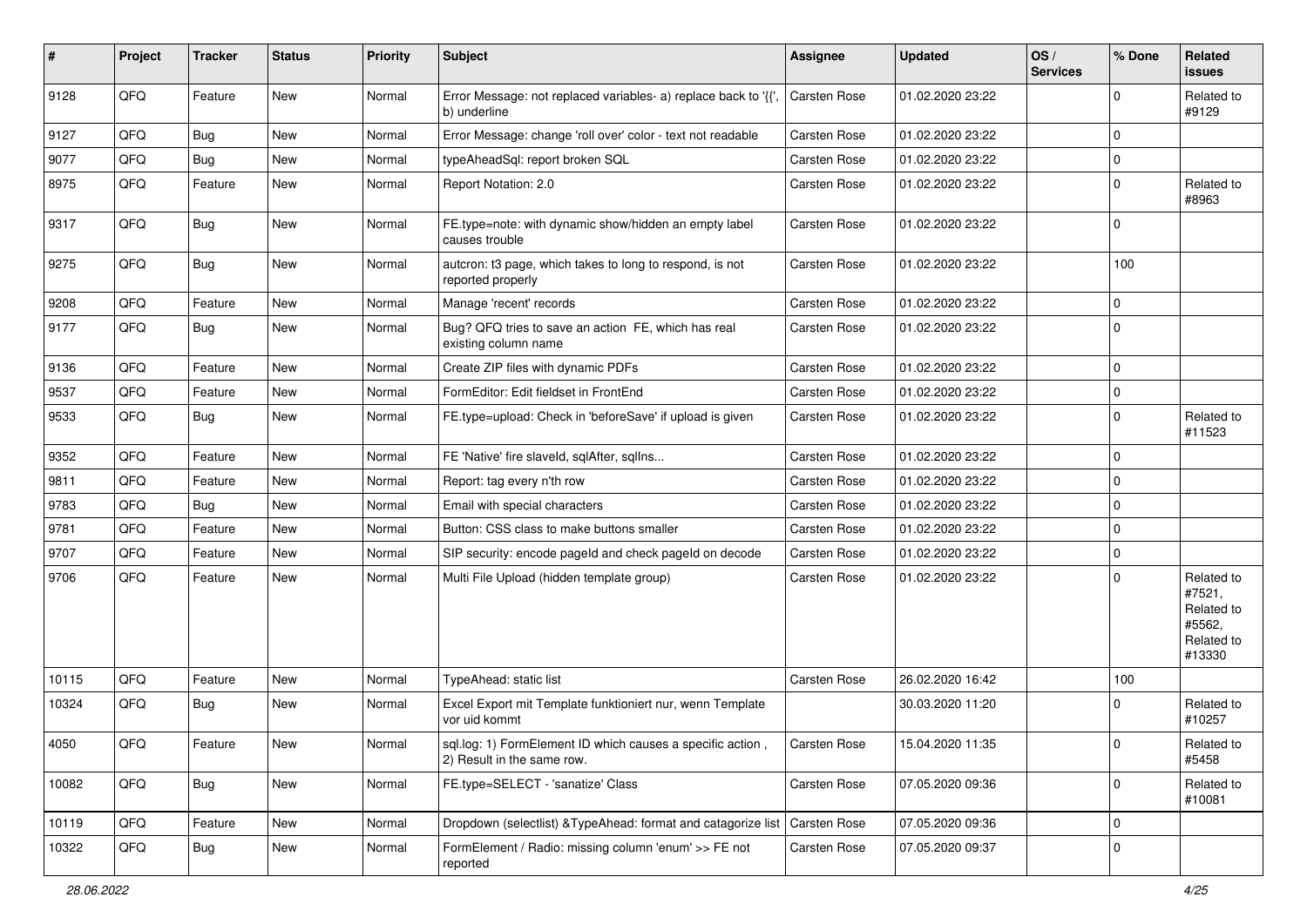| # | Project | Tracker | Status | Priority | Subject | Assignee | Updated | OS / Services | % Done | Related issues |
|---|---|---|---|---|---|---|---|---|---|---|
| 9128 | QFQ | Feature | New | Normal | Error Message: not replaced variables- a) replace back to '{{', b) underline | Carsten Rose | 01.02.2020 23:22 | | 0 | Related to #9129 |
| 9127 | QFQ | Bug | New | Normal | Error Message: change 'roll over' color - text not readable | Carsten Rose | 01.02.2020 23:22 | | 0 | |
| 9077 | QFQ | Bug | New | Normal | typeAheadSql: report broken SQL | Carsten Rose | 01.02.2020 23:22 | | 0 | |
| 8975 | QFQ | Feature | New | Normal | Report Notation: 2.0 | Carsten Rose | 01.02.2020 23:22 | | 0 | Related to #8963 |
| 9317 | QFQ | Bug | New | Normal | FE.type=note: with dynamic show/hidden an empty label causes trouble | Carsten Rose | 01.02.2020 23:22 | | 0 | |
| 9275 | QFQ | Bug | New | Normal | autcron: t3 page, which takes to long to respond, is not reported properly | Carsten Rose | 01.02.2020 23:22 | | 100 | |
| 9208 | QFQ | Feature | New | Normal | Manage 'recent' records | Carsten Rose | 01.02.2020 23:22 | | 0 | |
| 9177 | QFQ | Bug | New | Normal | Bug? QFQ tries to save an action FE, which has real existing column name | Carsten Rose | 01.02.2020 23:22 | | 0 | |
| 9136 | QFQ | Feature | New | Normal | Create ZIP files with dynamic PDFs | Carsten Rose | 01.02.2020 23:22 | | 0 | |
| 9537 | QFQ | Feature | New | Normal | FormEditor: Edit fieldset in FrontEnd | Carsten Rose | 01.02.2020 23:22 | | 0 | |
| 9533 | QFQ | Bug | New | Normal | FE.type=upload: Check in 'beforeSave' if upload is given | Carsten Rose | 01.02.2020 23:22 | | 0 | Related to #11523 |
| 9352 | QFQ | Feature | New | Normal | FE 'Native' fire slaveId, sqlAfter, sqlIns... | Carsten Rose | 01.02.2020 23:22 | | 0 | |
| 9811 | QFQ | Feature | New | Normal | Report: tag every n'th row | Carsten Rose | 01.02.2020 23:22 | | 0 | |
| 9783 | QFQ | Bug | New | Normal | Email with special characters | Carsten Rose | 01.02.2020 23:22 | | 0 | |
| 9781 | QFQ | Feature | New | Normal | Button: CSS class to make buttons smaller | Carsten Rose | 01.02.2020 23:22 | | 0 | |
| 9707 | QFQ | Feature | New | Normal | SIP security: encode pageId and check pageId on decode | Carsten Rose | 01.02.2020 23:22 | | 0 | |
| 9706 | QFQ | Feature | New | Normal | Multi File Upload (hidden template group) | Carsten Rose | 01.02.2020 23:22 | | 0 | Related to #7521, Related to #5562, Related to #13330 |
| 10115 | QFQ | Feature | New | Normal | TypeAhead: static list | Carsten Rose | 26.02.2020 16:42 | | 100 | |
| 10324 | QFQ | Bug | New | Normal | Excel Export mit Template funktioniert nur, wenn Template vor uid kommt | | 30.03.2020 11:20 | | 0 | Related to #10257 |
| 4050 | QFQ | Feature | New | Normal | sql.log: 1) FormElement ID which causes a specific action , 2) Result in the same row. | Carsten Rose | 15.04.2020 11:35 | | 0 | Related to #5458 |
| 10082 | QFQ | Bug | New | Normal | FE.type=SELECT - 'sanatize' Class | Carsten Rose | 07.05.2020 09:36 | | 0 | Related to #10081 |
| 10119 | QFQ | Feature | New | Normal | Dropdown (selectlist) &TypeAhead: format and catagorize list | Carsten Rose | 07.05.2020 09:36 | | 0 | |
| 10322 | QFQ | Bug | New | Normal | FormElement / Radio: missing column 'enum' >> FE not reported | Carsten Rose | 07.05.2020 09:37 | | 0 | |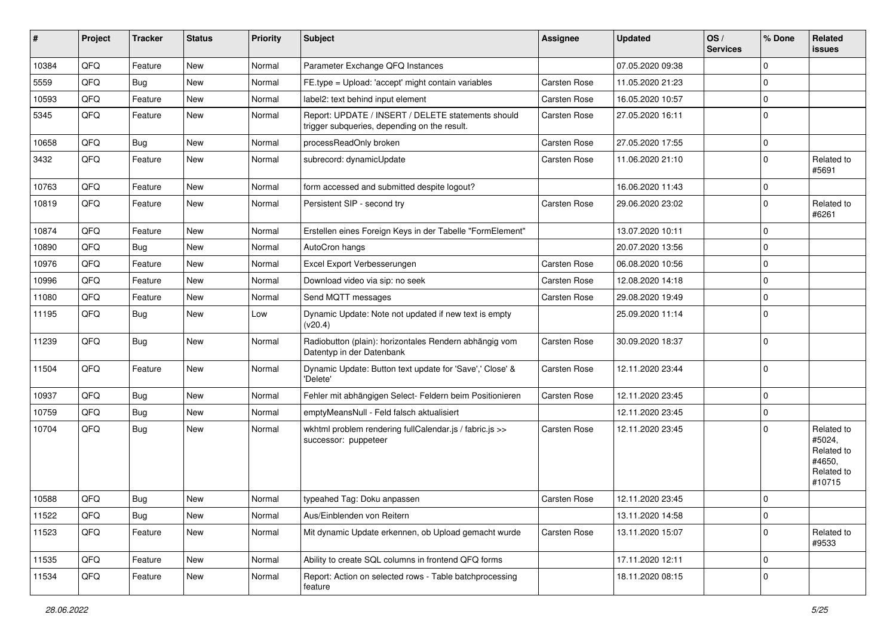| # | Project | Tracker | Status | Priority | Subject | Assignee | Updated | OS / Services | % Done | Related issues |
|---|---|---|---|---|---|---|---|---|---|---|
| 10384 | QFQ | Feature | New | Normal | Parameter Exchange QFQ Instances | | 07.05.2020 09:38 | | 0 | |
| 5559 | QFQ | Bug | New | Normal | FE.type = Upload: 'accept' might contain variables | Carsten Rose | 11.05.2020 21:23 | | 0 | |
| 10593 | QFQ | Feature | New | Normal | label2: text behind input element | Carsten Rose | 16.05.2020 10:57 | | 0 | |
| 5345 | QFQ | Feature | New | Normal | Report: UPDATE / INSERT / DELETE statements should trigger subqueries, depending on the result. | Carsten Rose | 27.05.2020 16:11 | | 0 | |
| 10658 | QFQ | Bug | New | Normal | processReadOnly broken | Carsten Rose | 27.05.2020 17:55 | | 0 | |
| 3432 | QFQ | Feature | New | Normal | subrecord: dynamicUpdate | Carsten Rose | 11.06.2020 21:10 | | 0 | Related to #5691 |
| 10763 | QFQ | Feature | New | Normal | form accessed and submitted despite logout? | | 16.06.2020 11:43 | | 0 | |
| 10819 | QFQ | Feature | New | Normal | Persistent SIP - second try | Carsten Rose | 29.06.2020 23:02 | | 0 | Related to #6261 |
| 10874 | QFQ | Feature | New | Normal | Erstellen eines Foreign Keys in der Tabelle "FormElement" | | 13.07.2020 10:11 | | 0 | |
| 10890 | QFQ | Bug | New | Normal | AutoCron hangs | | 20.07.2020 13:56 | | 0 | |
| 10976 | QFQ | Feature | New | Normal | Excel Export Verbesserungen | Carsten Rose | 06.08.2020 10:56 | | 0 | |
| 10996 | QFQ | Feature | New | Normal | Download video via sip: no seek | Carsten Rose | 12.08.2020 14:18 | | 0 | |
| 11080 | QFQ | Feature | New | Normal | Send MQTT messages | Carsten Rose | 29.08.2020 19:49 | | 0 | |
| 11195 | QFQ | Bug | New | Low | Dynamic Update: Note not updated if new text is empty (v20.4) | | 25.09.2020 11:14 | | 0 | |
| 11239 | QFQ | Bug | New | Normal | Radiobutton (plain): horizontales Rendern abhängig vom Datentyp in der Datenbank | Carsten Rose | 30.09.2020 18:37 | | 0 | |
| 11504 | QFQ | Feature | New | Normal | Dynamic Update: Button text update for 'Save',' Close' & 'Delete' | Carsten Rose | 12.11.2020 23:44 | | 0 | |
| 10937 | QFQ | Bug | New | Normal | Fehler mit abhängigen Select- Feldern beim Positionieren | Carsten Rose | 12.11.2020 23:45 | | 0 | |
| 10759 | QFQ | Bug | New | Normal | emptyMeansNull - Feld falsch aktualisiert | | 12.11.2020 23:45 | | 0 | |
| 10704 | QFQ | Bug | New | Normal | wkhtml problem rendering fullCalendar.js / fabric.js >> successor: puppeteer | Carsten Rose | 12.11.2020 23:45 | | 0 | Related to #5024, Related to #4650, Related to #10715 |
| 10588 | QFQ | Bug | New | Normal | typeahed Tag: Doku anpassen | Carsten Rose | 12.11.2020 23:45 | | 0 | |
| 11522 | QFQ | Bug | New | Normal | Aus/Einblenden von Reitern | | 13.11.2020 14:58 | | 0 | |
| 11523 | QFQ | Feature | New | Normal | Mit dynamic Update erkennen, ob Upload gemacht wurde | Carsten Rose | 13.11.2020 15:07 | | 0 | Related to #9533 |
| 11535 | QFQ | Feature | New | Normal | Ability to create SQL columns in frontend QFQ forms | | 17.11.2020 12:11 | | 0 | |
| 11534 | QFQ | Feature | New | Normal | Report: Action on selected rows - Table batchprocessing feature | | 18.11.2020 08:15 | | 0 | |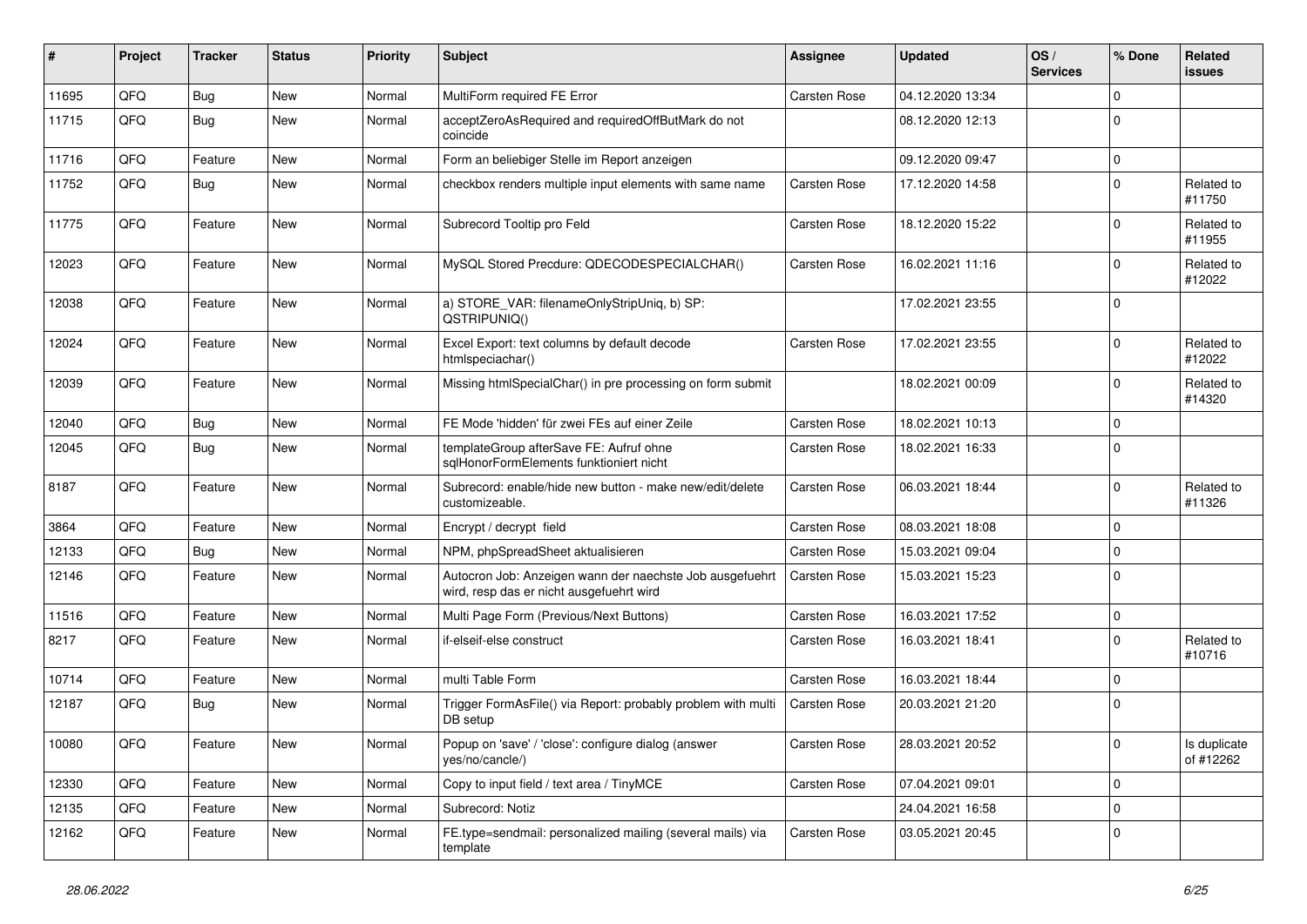| # | Project | Tracker | Status | Priority | Subject | Assignee | Updated | OS / Services | % Done | Related issues |
|---|---|---|---|---|---|---|---|---|---|---|
| 11695 | QFQ | Bug | New | Normal | MultiForm required FE Error | Carsten Rose | 04.12.2020 13:34 | | 0 | |
| 11715 | QFQ | Bug | New | Normal | acceptZeroAsRequired and requiredOffButMark do not coincide | | 08.12.2020 12:13 | | 0 | |
| 11716 | QFQ | Feature | New | Normal | Form an beliebiger Stelle im Report anzeigen | | 09.12.2020 09:47 | | 0 | |
| 11752 | QFQ | Bug | New | Normal | checkbox renders multiple input elements with same name | Carsten Rose | 17.12.2020 14:58 | | 0 | Related to #11750 |
| 11775 | QFQ | Feature | New | Normal | Subrecord Tooltip pro Feld | Carsten Rose | 18.12.2020 15:22 | | 0 | Related to #11955 |
| 12023 | QFQ | Feature | New | Normal | MySQL Stored Precdure: QDECODESPECIALCHAR() | Carsten Rose | 16.02.2021 11:16 | | 0 | Related to #12022 |
| 12038 | QFQ | Feature | New | Normal | a) STORE_VAR: filenameOnlyStripUniq, b) SP: QSTRIPUNIQ() | | 17.02.2021 23:55 | | 0 | |
| 12024 | QFQ | Feature | New | Normal | Excel Export: text columns by default decode htmlspeciachar() | Carsten Rose | 17.02.2021 23:55 | | 0 | Related to #12022 |
| 12039 | QFQ | Feature | New | Normal | Missing htmlSpecialChar() in pre processing on form submit | | 18.02.2021 00:09 | | 0 | Related to #14320 |
| 12040 | QFQ | Bug | New | Normal | FE Mode 'hidden' für zwei FEs auf einer Zeile | Carsten Rose | 18.02.2021 10:13 | | 0 | |
| 12045 | QFQ | Bug | New | Normal | templateGroup afterSave FE: Aufruf ohne sqlHonorFormElements funktioniert nicht | Carsten Rose | 18.02.2021 16:33 | | 0 | |
| 8187 | QFQ | Feature | New | Normal | Subrecord: enable/hide new button - make new/edit/delete customizeable. | Carsten Rose | 06.03.2021 18:44 | | 0 | Related to #11326 |
| 3864 | QFQ | Feature | New | Normal | Encrypt / decrypt field | Carsten Rose | 08.03.2021 18:08 | | 0 | |
| 12133 | QFQ | Bug | New | Normal | NPM, phpSpreadSheet aktualisieren | Carsten Rose | 15.03.2021 09:04 | | 0 | |
| 12146 | QFQ | Feature | New | Normal | Autocron Job: Anzeigen wann der naechste Job ausgefuehrt wird, resp das er nicht ausgefuehrt wird | Carsten Rose | 15.03.2021 15:23 | | 0 | |
| 11516 | QFQ | Feature | New | Normal | Multi Page Form (Previous/Next Buttons) | Carsten Rose | 16.03.2021 17:52 | | 0 | |
| 8217 | QFQ | Feature | New | Normal | if-elseif-else construct | Carsten Rose | 16.03.2021 18:41 | | 0 | Related to #10716 |
| 10714 | QFQ | Feature | New | Normal | multi Table Form | Carsten Rose | 16.03.2021 18:44 | | 0 | |
| 12187 | QFQ | Bug | New | Normal | Trigger FormAsFile() via Report: probably problem with multi DB setup | Carsten Rose | 20.03.2021 21:20 | | 0 | |
| 10080 | QFQ | Feature | New | Normal | Popup on 'save' / 'close': configure dialog (answer yes/no/cancle/) | Carsten Rose | 28.03.2021 20:52 | | 0 | Is duplicate of #12262 |
| 12330 | QFQ | Feature | New | Normal | Copy to input field / text area / TinyMCE | Carsten Rose | 07.04.2021 09:01 | | 0 | |
| 12135 | QFQ | Feature | New | Normal | Subrecord: Notiz | | 24.04.2021 16:58 | | 0 | |
| 12162 | QFQ | Feature | New | Normal | FE.type=sendmail: personalized mailing (several mails) via template | Carsten Rose | 03.05.2021 20:45 | | 0 | |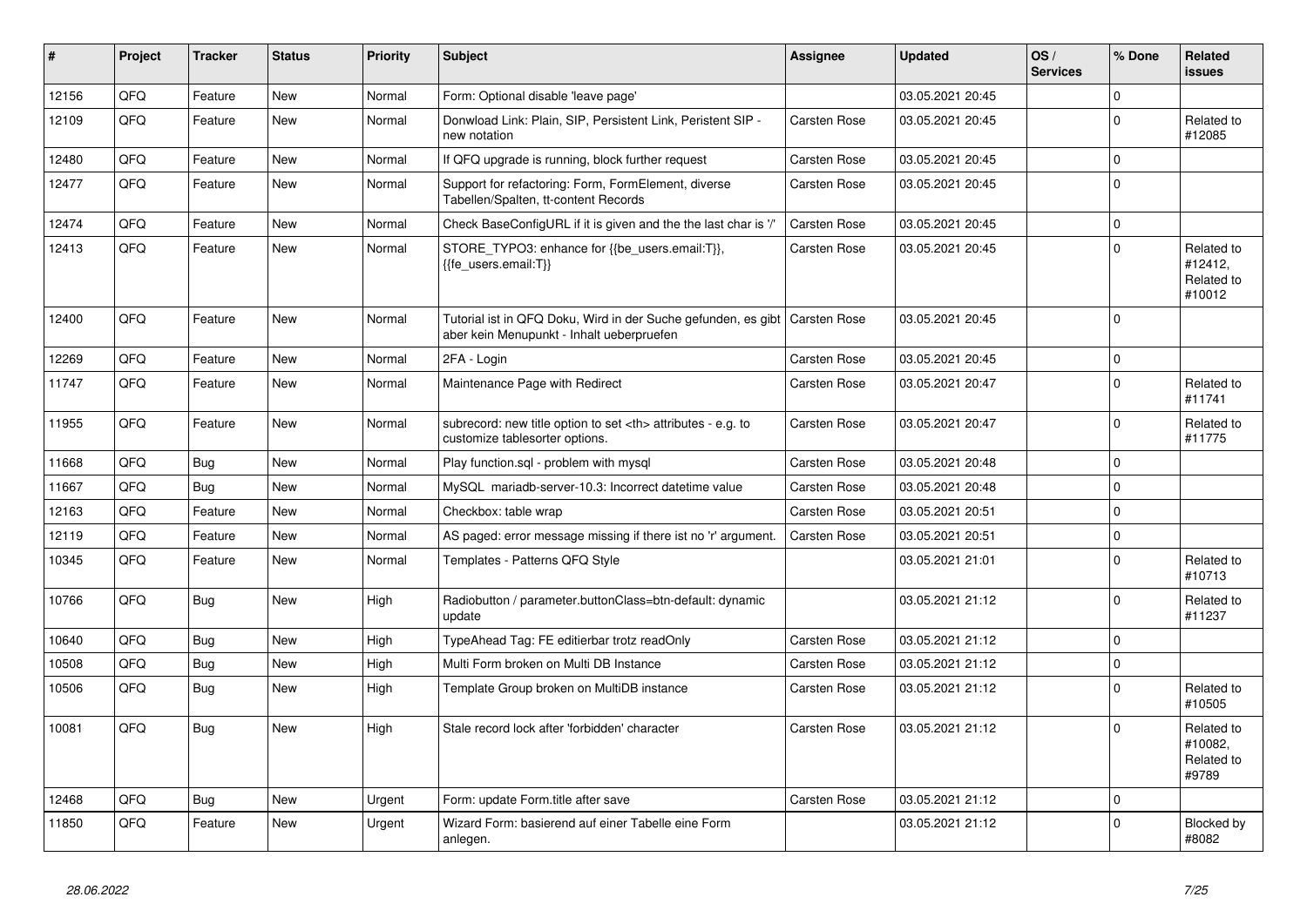| # | Project | Tracker | Status | Priority | Subject | Assignee | Updated | OS / Services | % Done | Related issues |
|---|---|---|---|---|---|---|---|---|---|---|
| 12156 | QFQ | Feature | New | Normal | Form: Optional disable 'leave page' | | 03.05.2021 20:45 | | 0 | |
| 12109 | QFQ | Feature | New | Normal | Donwload Link: Plain, SIP, Persistent Link, Peristent SIP - new notation | Carsten Rose | 03.05.2021 20:45 | | 0 | Related to #12085 |
| 12480 | QFQ | Feature | New | Normal | If QFQ upgrade is running, block further request | Carsten Rose | 03.05.2021 20:45 | | 0 | |
| 12477 | QFQ | Feature | New | Normal | Support for refactoring: Form, FormElement, diverse Tabellen/Spalten, tt-content Records | Carsten Rose | 03.05.2021 20:45 | | 0 | |
| 12474 | QFQ | Feature | New | Normal | Check BaseConfigURL if it is given and the the last char is '/' | Carsten Rose | 03.05.2021 20:45 | | 0 | |
| 12413 | QFQ | Feature | New | Normal | STORE_TYPO3: enhance for {{be_users.email:T}}, {{fe_users.email:T}} | Carsten Rose | 03.05.2021 20:45 | | 0 | Related to #12412, Related to #10012 |
| 12400 | QFQ | Feature | New | Normal | Tutorial ist in QFQ Doku, Wird in der Suche gefunden, es gibt aber kein Menupunkt - Inhalt ueberpruefen | Carsten Rose | 03.05.2021 20:45 | | 0 | |
| 12269 | QFQ | Feature | New | Normal | 2FA - Login | Carsten Rose | 03.05.2021 20:45 | | 0 | |
| 11747 | QFQ | Feature | New | Normal | Maintenance Page with Redirect | Carsten Rose | 03.05.2021 20:47 | | 0 | Related to #11741 |
| 11955 | QFQ | Feature | New | Normal | subrecord: new title option to set <th> attributes - e.g. to customize tablesorter options. | Carsten Rose | 03.05.2021 20:47 | | 0 | Related to #11775 |
| 11668 | QFQ | Bug | New | Normal | Play function.sql - problem with mysql | Carsten Rose | 03.05.2021 20:48 | | 0 | |
| 11667 | QFQ | Bug | New | Normal | MySQL mariadb-server-10.3: Incorrect datetime value | Carsten Rose | 03.05.2021 20:48 | | 0 | |
| 12163 | QFQ | Feature | New | Normal | Checkbox: table wrap | Carsten Rose | 03.05.2021 20:51 | | 0 | |
| 12119 | QFQ | Feature | New | Normal | AS paged: error message missing if there ist no 'r' argument. | Carsten Rose | 03.05.2021 20:51 | | 0 | |
| 10345 | QFQ | Feature | New | Normal | Templates - Patterns QFQ Style | | 03.05.2021 21:01 | | 0 | Related to #10713 |
| 10766 | QFQ | Bug | New | High | Radiobutton / parameter.buttonClass=btn-default: dynamic update | | 03.05.2021 21:12 | | 0 | Related to #11237 |
| 10640 | QFQ | Bug | New | High | TypeAhead Tag: FE editierbar trotz readOnly | Carsten Rose | 03.05.2021 21:12 | | 0 | |
| 10508 | QFQ | Bug | New | High | Multi Form broken on Multi DB Instance | Carsten Rose | 03.05.2021 21:12 | | 0 | |
| 10506 | QFQ | Bug | New | High | Template Group broken on MultiDB instance | Carsten Rose | 03.05.2021 21:12 | | 0 | Related to #10505 |
| 10081 | QFQ | Bug | New | High | Stale record lock after 'forbidden' character | Carsten Rose | 03.05.2021 21:12 | | 0 | Related to #10082, Related to #9789 |
| 12468 | QFQ | Bug | New | Urgent | Form: update Form.title after save | Carsten Rose | 03.05.2021 21:12 | | 0 | |
| 11850 | QFQ | Feature | New | Urgent | Wizard Form: basierend auf einer Tabelle eine Form anlegen. | | 03.05.2021 21:12 | | 0 | Blocked by #8082 |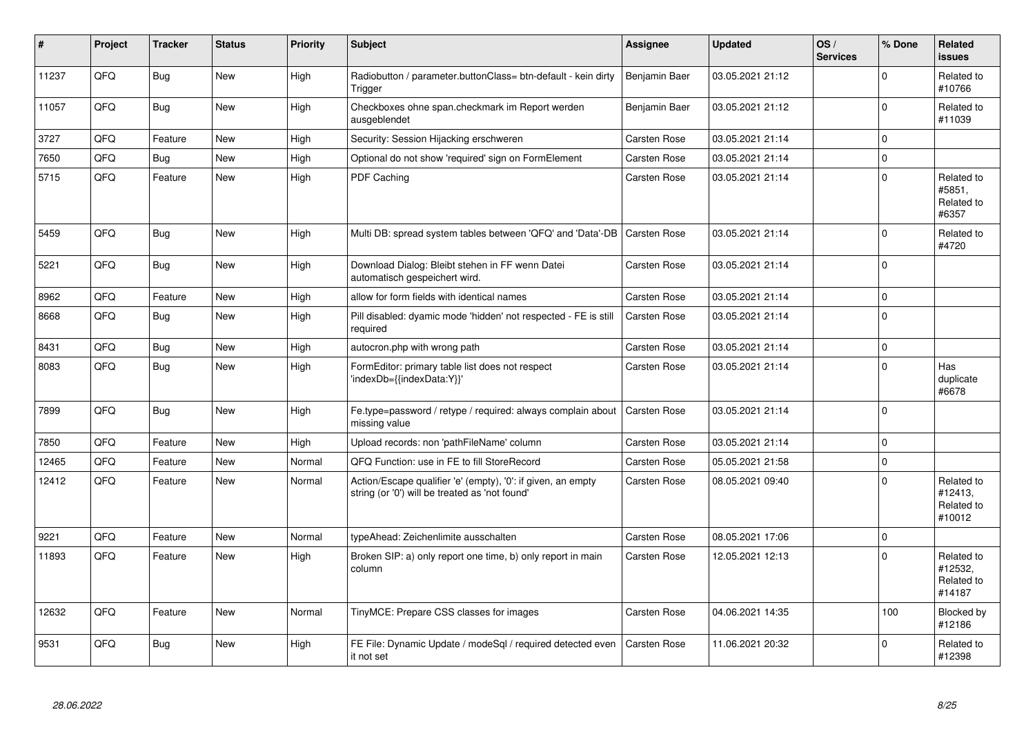| # | Project | Tracker | Status | Priority | Subject | Assignee | Updated | OS / Services | % Done | Related issues |
|---|---|---|---|---|---|---|---|---|---|---|
| 11237 | QFQ | Bug | New | High | Radiobutton / parameter.buttonClass= btn-default - kein dirty Trigger | Benjamin Baer | 03.05.2021 21:12 | | 0 | Related to #10766 |
| 11057 | QFQ | Bug | New | High | Checkboxes ohne span.checkmark im Report werden ausgeblendet | Benjamin Baer | 03.05.2021 21:12 | | 0 | Related to #11039 |
| 3727 | QFQ | Feature | New | High | Security: Session Hijacking erschweren | Carsten Rose | 03.05.2021 21:14 | | 0 | |
| 7650 | QFQ | Bug | New | High | Optional do not show 'required' sign on FormElement | Carsten Rose | 03.05.2021 21:14 | | 0 | |
| 5715 | QFQ | Feature | New | High | PDF Caching | Carsten Rose | 03.05.2021 21:14 | | 0 | Related to #5851, Related to #6357 |
| 5459 | QFQ | Bug | New | High | Multi DB: spread system tables between 'QFQ' and 'Data'-DB | Carsten Rose | 03.05.2021 21:14 | | 0 | Related to #4720 |
| 5221 | QFQ | Bug | New | High | Download Dialog: Bleibt stehen in FF wenn Datei automatisch gespeichert wird. | Carsten Rose | 03.05.2021 21:14 | | 0 | |
| 8962 | QFQ | Feature | New | High | allow for form fields with identical names | Carsten Rose | 03.05.2021 21:14 | | 0 | |
| 8668 | QFQ | Bug | New | High | Pill disabled: dyamic mode 'hidden' not respected - FE is still required | Carsten Rose | 03.05.2021 21:14 | | 0 | |
| 8431 | QFQ | Bug | New | High | autocron.php with wrong path | Carsten Rose | 03.05.2021 21:14 | | 0 | |
| 8083 | QFQ | Bug | New | High | FormEditor: primary table list does not respect 'indexDb={{indexData:Y}}' | Carsten Rose | 03.05.2021 21:14 | | 0 | Has duplicate #6678 |
| 7899 | QFQ | Bug | New | High | Fe.type=password / retype / required: always complain about missing value | Carsten Rose | 03.05.2021 21:14 | | 0 | |
| 7850 | QFQ | Feature | New | High | Upload records: non 'pathFileName' column | Carsten Rose | 03.05.2021 21:14 | | 0 | |
| 12465 | QFQ | Feature | New | Normal | QFQ Function: use in FE to fill StoreRecord | Carsten Rose | 05.05.2021 21:58 | | 0 | |
| 12412 | QFQ | Feature | New | Normal | Action/Escape qualifier 'e' (empty), '0': if given, an empty string (or '0') will be treated as 'not found' | Carsten Rose | 08.05.2021 09:40 | | 0 | Related to #12413, Related to #10012 |
| 9221 | QFQ | Feature | New | Normal | typeAhead: Zeichenlimite ausschalten | Carsten Rose | 08.05.2021 17:06 | | 0 | |
| 11893 | QFQ | Feature | New | High | Broken SIP: a) only report one time, b) only report in main column | Carsten Rose | 12.05.2021 12:13 | | 0 | Related to #12532, Related to #14187 |
| 12632 | QFQ | Feature | New | Normal | TinyMCE: Prepare CSS classes for images | Carsten Rose | 04.06.2021 14:35 | | 100 | Blocked by #12186 |
| 9531 | QFQ | Bug | New | High | FE File: Dynamic Update / modeSql / required detected even it not set | Carsten Rose | 11.06.2021 20:32 | | 0 | Related to #12398 |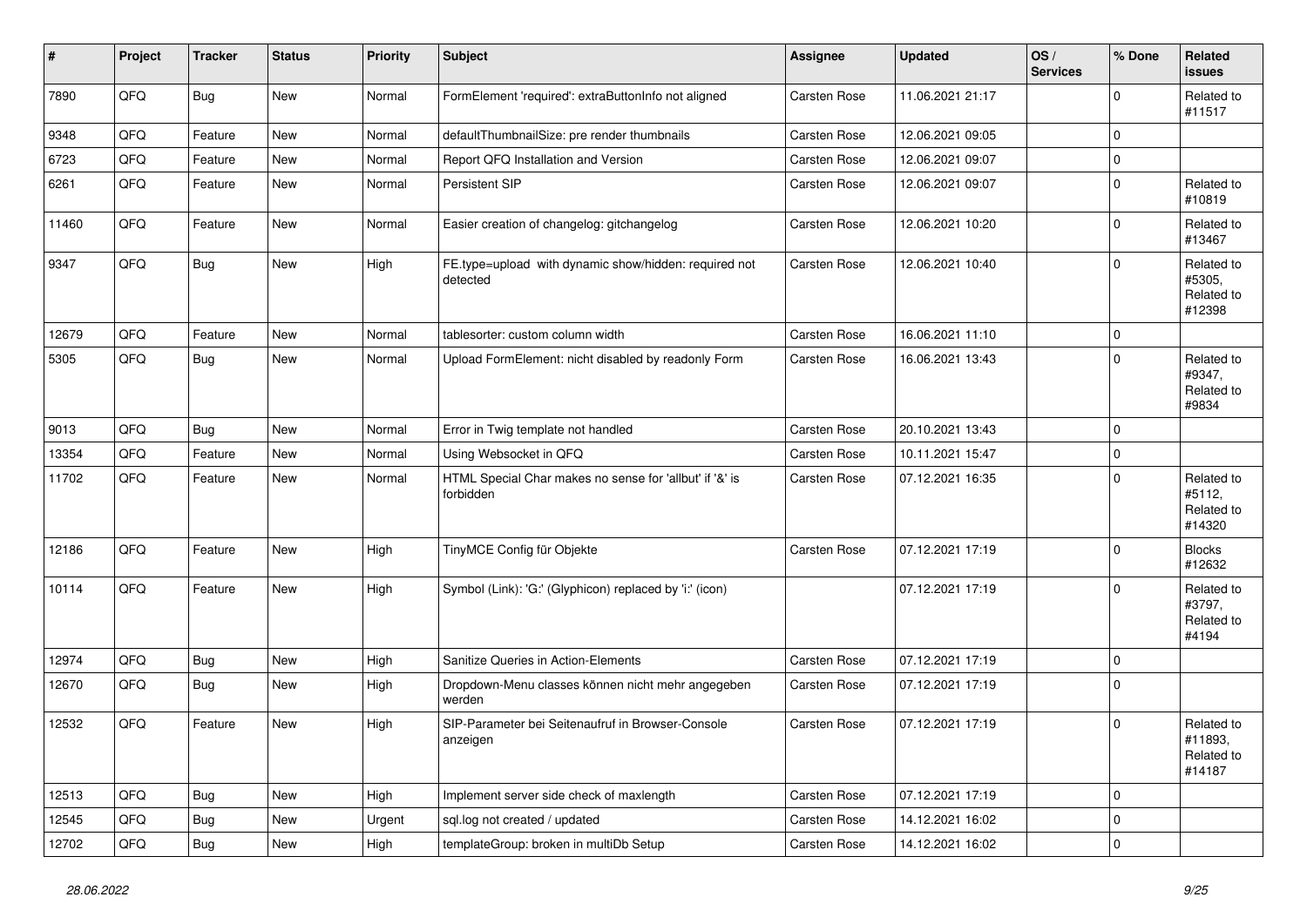| # | Project | Tracker | Status | Priority | Subject | Assignee | Updated | OS / Services | % Done | Related issues |
|---|---|---|---|---|---|---|---|---|---|---|
| 7890 | QFQ | Bug | New | Normal | FormElement 'required': extraButtonInfo not aligned | Carsten Rose | 11.06.2021 21:17 | | 0 | Related to #11517 |
| 9348 | QFQ | Feature | New | Normal | defaultThumbnailSize: pre render thumbnails | Carsten Rose | 12.06.2021 09:05 | | 0 | |
| 6723 | QFQ | Feature | New | Normal | Report QFQ Installation and Version | Carsten Rose | 12.06.2021 09:07 | | 0 | |
| 6261 | QFQ | Feature | New | Normal | Persistent SIP | Carsten Rose | 12.06.2021 09:07 | | 0 | Related to #10819 |
| 11460 | QFQ | Feature | New | Normal | Easier creation of changelog: gitchangelog | Carsten Rose | 12.06.2021 10:20 | | 0 | Related to #13467 |
| 9347 | QFQ | Bug | New | High | FE.type=upload with dynamic show/hidden: required not detected | Carsten Rose | 12.06.2021 10:40 | | 0 | Related to #5305, Related to #12398 |
| 12679 | QFQ | Feature | New | Normal | tablesorter: custom column width | Carsten Rose | 16.06.2021 11:10 | | 0 | |
| 5305 | QFQ | Bug | New | Normal | Upload FormElement: nicht disabled by readonly Form | Carsten Rose | 16.06.2021 13:43 | | 0 | Related to #9347, Related to #9834 |
| 9013 | QFQ | Bug | New | Normal | Error in Twig template not handled | Carsten Rose | 20.10.2021 13:43 | | 0 | |
| 13354 | QFQ | Feature | New | Normal | Using Websocket in QFQ | Carsten Rose | 10.11.2021 15:47 | | 0 | |
| 11702 | QFQ | Feature | New | Normal | HTML Special Char makes no sense for 'allbut' if '&' is forbidden | Carsten Rose | 07.12.2021 16:35 | | 0 | Related to #5112, Related to #14320 |
| 12186 | QFQ | Feature | New | High | TinyMCE Config für Objekte | Carsten Rose | 07.12.2021 17:19 | | 0 | Blocks #12632 |
| 10114 | QFQ | Feature | New | High | Symbol (Link): 'G:' (Glyphicon) replaced by 'i:' (icon) | | 07.12.2021 17:19 | | 0 | Related to #3797, Related to #4194 |
| 12974 | QFQ | Bug | New | High | Sanitize Queries in Action-Elements | Carsten Rose | 07.12.2021 17:19 | | 0 | |
| 12670 | QFQ | Bug | New | High | Dropdown-Menu classes können nicht mehr angegeben werden | Carsten Rose | 07.12.2021 17:19 | | 0 | |
| 12532 | QFQ | Feature | New | High | SIP-Parameter bei Seitenaufruf in Browser-Console anzeigen | Carsten Rose | 07.12.2021 17:19 | | 0 | Related to #11893, Related to #14187 |
| 12513 | QFQ | Bug | New | High | Implement server side check of maxlength | Carsten Rose | 07.12.2021 17:19 | | 0 | |
| 12545 | QFQ | Bug | New | Urgent | sql.log not created / updated | Carsten Rose | 14.12.2021 16:02 | | 0 | |
| 12702 | QFQ | Bug | New | High | templateGroup: broken in multiDb Setup | Carsten Rose | 14.12.2021 16:02 | | 0 | |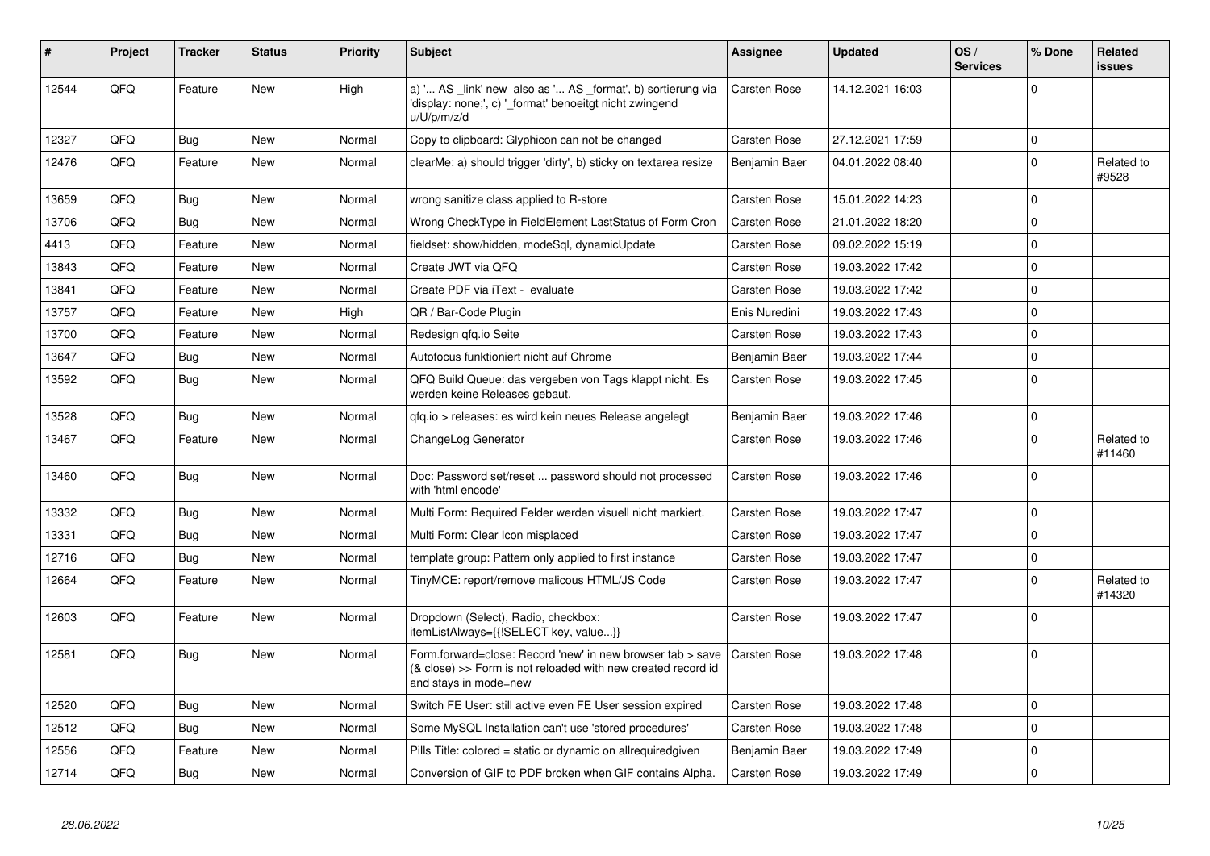| # | Project | Tracker | Status | Priority | Subject | Assignee | Updated | OS / Services | % Done | Related issues |
|---|---|---|---|---|---|---|---|---|---|---|
| 12544 | QFQ | Feature | New | High | a) '... AS _link' new also as '... AS _format', b) sortierung via 'display: none;', c) '_format' benoeitgt nicht zwingend u/U/p/m/z/d | Carsten Rose | 14.12.2021 16:03 | | 0 | |
| 12327 | QFQ | Bug | New | Normal | Copy to clipboard: Glyphicon can not be changed | Carsten Rose | 27.12.2021 17:59 | | 0 | |
| 12476 | QFQ | Feature | New | Normal | clearMe: a) should trigger 'dirty', b) sticky on textarea resize | Benjamin Baer | 04.01.2022 08:40 | | 0 | Related to #9528 |
| 13659 | QFQ | Bug | New | Normal | wrong sanitize class applied to R-store | Carsten Rose | 15.01.2022 14:23 | | 0 | |
| 13706 | QFQ | Bug | New | Normal | Wrong CheckType in FieldElement LastStatus of Form Cron | Carsten Rose | 21.01.2022 18:20 | | 0 | |
| 4413 | QFQ | Feature | New | Normal | fieldset: show/hidden, modeSql, dynamicUpdate | Carsten Rose | 09.02.2022 15:19 | | 0 | |
| 13843 | QFQ | Feature | New | Normal | Create JWT via QFQ | Carsten Rose | 19.03.2022 17:42 | | 0 | |
| 13841 | QFQ | Feature | New | Normal | Create PDF via iText - evaluate | Carsten Rose | 19.03.2022 17:42 | | 0 | |
| 13757 | QFQ | Feature | New | High | QR / Bar-Code Plugin | Enis Nuredini | 19.03.2022 17:43 | | 0 | |
| 13700 | QFQ | Feature | New | Normal | Redesign qfq.io Seite | Carsten Rose | 19.03.2022 17:43 | | 0 | |
| 13647 | QFQ | Bug | New | Normal | Autofocus funktioniert nicht auf Chrome | Benjamin Baer | 19.03.2022 17:44 | | 0 | |
| 13592 | QFQ | Bug | New | Normal | QFQ Build Queue: das vergeben von Tags klappt nicht. Es werden keine Releases gebaut. | Carsten Rose | 19.03.2022 17:45 | | 0 | |
| 13528 | QFQ | Bug | New | Normal | qfq.io > releases: es wird kein neues Release angelegt | Benjamin Baer | 19.03.2022 17:46 | | 0 | |
| 13467 | QFQ | Feature | New | Normal | ChangeLog Generator | Carsten Rose | 19.03.2022 17:46 | | 0 | Related to #11460 |
| 13460 | QFQ | Bug | New | Normal | Doc: Password set/reset ... password should not processed with 'html encode' | Carsten Rose | 19.03.2022 17:46 | | 0 | |
| 13332 | QFQ | Bug | New | Normal | Multi Form: Required Felder werden visuell nicht markiert. | Carsten Rose | 19.03.2022 17:47 | | 0 | |
| 13331 | QFQ | Bug | New | Normal | Multi Form: Clear Icon misplaced | Carsten Rose | 19.03.2022 17:47 | | 0 | |
| 12716 | QFQ | Bug | New | Normal | template group: Pattern only applied to first instance | Carsten Rose | 19.03.2022 17:47 | | 0 | |
| 12664 | QFQ | Feature | New | Normal | TinyMCE: report/remove malicous HTML/JS Code | Carsten Rose | 19.03.2022 17:47 | | 0 | Related to #14320 |
| 12603 | QFQ | Feature | New | Normal | Dropdown (Select), Radio, checkbox: itemListAlways={{!SELECT key, value...}} | Carsten Rose | 19.03.2022 17:47 | | 0 | |
| 12581 | QFQ | Bug | New | Normal | Form.forward=close: Record 'new' in new browser tab > save (& close) >> Form is not reloaded with new created record id and stays in mode=new | Carsten Rose | 19.03.2022 17:48 | | 0 | |
| 12520 | QFQ | Bug | New | Normal | Switch FE User: still active even FE User session expired | Carsten Rose | 19.03.2022 17:48 | | 0 | |
| 12512 | QFQ | Bug | New | Normal | Some MySQL Installation can't use 'stored procedures' | Carsten Rose | 19.03.2022 17:48 | | 0 | |
| 12556 | QFQ | Feature | New | Normal | Pills Title: colored = static or dynamic on allrequiredgiven | Benjamin Baer | 19.03.2022 17:49 | | 0 | |
| 12714 | QFQ | Bug | New | Normal | Conversion of GIF to PDF broken when GIF contains Alpha. | Carsten Rose | 19.03.2022 17:49 | | 0 | |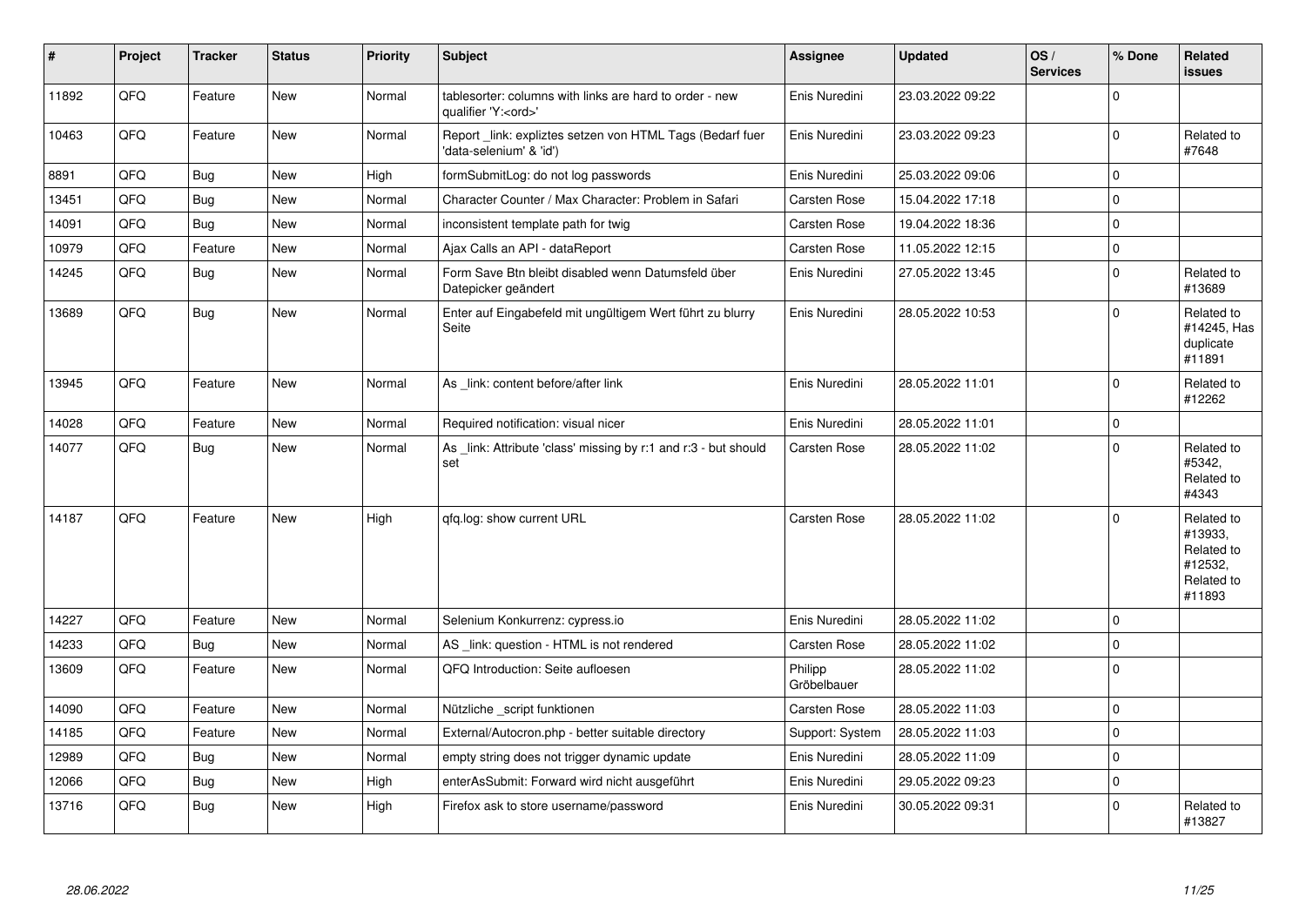| # | Project | Tracker | Status | Priority | Subject | Assignee | Updated | OS / Services | % Done | Related issues |
|---|---|---|---|---|---|---|---|---|---|---|
| 11892 | QFQ | Feature | New | Normal | tablesorter: columns with links are hard to order - new qualifier 'Y:<ord>' | Enis Nuredini | 23.03.2022 09:22 | | 0 | |
| 10463 | QFQ | Feature | New | Normal | Report _link: expliztes setzen von HTML Tags (Bedarf fuer 'data-selenium' & 'id') | Enis Nuredini | 23.03.2022 09:23 | | 0 | Related to #7648 |
| 8891 | QFQ | Bug | New | High | formSubmitLog: do not log passwords | Enis Nuredini | 25.03.2022 09:06 | | 0 | |
| 13451 | QFQ | Bug | New | Normal | Character Counter / Max Character: Problem in Safari | Carsten Rose | 15.04.2022 17:18 | | 0 | |
| 14091 | QFQ | Bug | New | Normal | inconsistent template path for twig | Carsten Rose | 19.04.2022 18:36 | | 0 | |
| 10979 | QFQ | Feature | New | Normal | Ajax Calls an API - dataReport | Carsten Rose | 11.05.2022 12:15 | | 0 | |
| 14245 | QFQ | Bug | New | Normal | Form Save Btn bleibt disabled wenn Datumsfeld über Datepicker geändert | Enis Nuredini | 27.05.2022 13:45 | | 0 | Related to #13689 |
| 13689 | QFQ | Bug | New | Normal | Enter auf Eingabefeld mit ungültigem Wert führt zu blurry Seite | Enis Nuredini | 28.05.2022 10:53 | | 0 | Related to #14245, Has duplicate #11891 |
| 13945 | QFQ | Feature | New | Normal | As _link: content before/after link | Enis Nuredini | 28.05.2022 11:01 | | 0 | Related to #12262 |
| 14028 | QFQ | Feature | New | Normal | Required notification: visual nicer | Enis Nuredini | 28.05.2022 11:01 | | 0 | |
| 14077 | QFQ | Bug | New | Normal | As _link: Attribute 'class' missing by r:1 and r:3 - but should set | Carsten Rose | 28.05.2022 11:02 | | 0 | Related to #5342, Related to #4343 |
| 14187 | QFQ | Feature | New | High | qfq.log: show current URL | Carsten Rose | 28.05.2022 11:02 | | 0 | Related to #13933, Related to #12532, Related to #11893 |
| 14227 | QFQ | Feature | New | Normal | Selenium Konkurrenz: cypress.io | Enis Nuredini | 28.05.2022 11:02 | | 0 | |
| 14233 | QFQ | Bug | New | Normal | AS _link: question - HTML is not rendered | Carsten Rose | 28.05.2022 11:02 | | 0 | |
| 13609 | QFQ | Feature | New | Normal | QFQ Introduction: Seite aufloesen | Philipp Gröbelbauer | 28.05.2022 11:02 | | 0 | |
| 14090 | QFQ | Feature | New | Normal | Nützliche _script funktionen | Carsten Rose | 28.05.2022 11:03 | | 0 | |
| 14185 | QFQ | Feature | New | Normal | External/Autocron.php - better suitable directory | Support: System | 28.05.2022 11:03 | | 0 | |
| 12989 | QFQ | Bug | New | Normal | empty string does not trigger dynamic update | Enis Nuredini | 28.05.2022 11:09 | | 0 | |
| 12066 | QFQ | Bug | New | High | enterAsSubmit: Forward wird nicht ausgeführt | Enis Nuredini | 29.05.2022 09:23 | | 0 | |
| 13716 | QFQ | Bug | New | High | Firefox ask to store username/password | Enis Nuredini | 30.05.2022 09:31 | | 0 | Related to #13827 |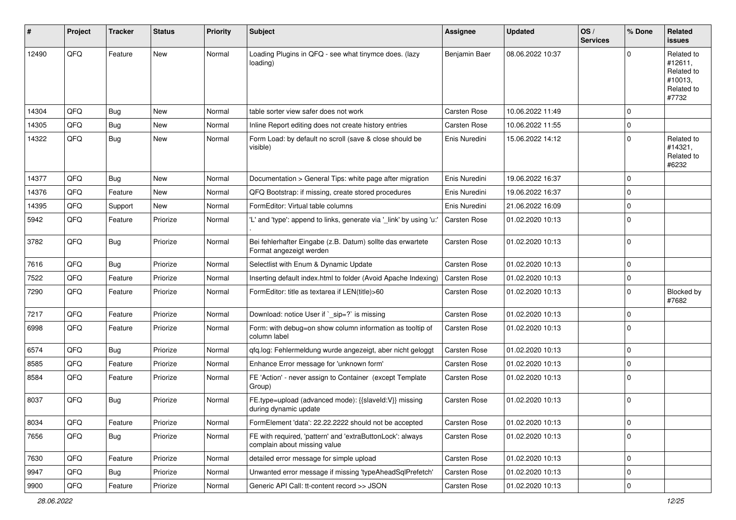| # | Project | Tracker | Status | Priority | Subject | Assignee | Updated | OS / Services | % Done | Related issues |
|---|---|---|---|---|---|---|---|---|---|---|
| 12490 | QFQ | Feature | New | Normal | Loading Plugins in QFQ - see what tinymce does. (lazy loading) | Benjamin Baer | 08.06.2022 10:37 | | 0 | Related to #12611, Related to #10013, Related to #7732 |
| 14304 | QFQ | Bug | New | Normal | table sorter view safer does not work | Carsten Rose | 10.06.2022 11:49 | | 0 | |
| 14305 | QFQ | Bug | New | Normal | Inline Report editing does not create history entries | Carsten Rose | 10.06.2022 11:55 | | 0 | |
| 14322 | QFQ | Bug | New | Normal | Form Load: by default no scroll (save & close should be visible) | Enis Nuredini | 15.06.2022 14:12 | | 0 | Related to #14321, Related to #6232 |
| 14377 | QFQ | Bug | New | Normal | Documentation > General Tips: white page after migration | Enis Nuredini | 19.06.2022 16:37 | | 0 | |
| 14376 | QFQ | Feature | New | Normal | QFQ Bootstrap: if missing, create stored procedures | Enis Nuredini | 19.06.2022 16:37 | | 0 | |
| 14395 | QFQ | Support | New | Normal | FormEditor: Virtual table columns | Enis Nuredini | 21.06.2022 16:09 | | 0 | |
| 5942 | QFQ | Feature | Priorize | Normal | 'L' and 'type': append to links, generate via '_link' by using 'u:' . | Carsten Rose | 01.02.2020 10:13 | | 0 | |
| 3782 | QFQ | Bug | Priorize | Normal | Bei fehlerhafter Eingabe (z.B. Datum) sollte das erwartete Format angezeigt werden | Carsten Rose | 01.02.2020 10:13 | | 0 | |
| 7616 | QFQ | Bug | Priorize | Normal | Selectlist with Enum & Dynamic Update | Carsten Rose | 01.02.2020 10:13 | | 0 | |
| 7522 | QFQ | Feature | Priorize | Normal | Inserting default index.html to folder (Avoid Apache Indexing) | Carsten Rose | 01.02.2020 10:13 | | 0 | |
| 7290 | QFQ | Feature | Priorize | Normal | FormEditor: title as textarea if LEN(title)>60 | Carsten Rose | 01.02.2020 10:13 | | 0 | Blocked by #7682 |
| 7217 | QFQ | Feature | Priorize | Normal | Download: notice User if `_sip=?` is missing | Carsten Rose | 01.02.2020 10:13 | | 0 | |
| 6998 | QFQ | Feature | Priorize | Normal | Form: with debug=on show column information as tooltip of column label | Carsten Rose | 01.02.2020 10:13 | | 0 | |
| 6574 | QFQ | Bug | Priorize | Normal | qfq.log: Fehlermeldung wurde angezeigt, aber nicht geloggt | Carsten Rose | 01.02.2020 10:13 | | 0 | |
| 8585 | QFQ | Feature | Priorize | Normal | Enhance Error message for 'unknown form' | Carsten Rose | 01.02.2020 10:13 | | 0 | |
| 8584 | QFQ | Feature | Priorize | Normal | FE 'Action' - never assign to Container (except Template Group) | Carsten Rose | 01.02.2020 10:13 | | 0 | |
| 8037 | QFQ | Bug | Priorize | Normal | FE.type=upload (advanced mode): {{slaveId:V}} missing during dynamic update | Carsten Rose | 01.02.2020 10:13 | | 0 | |
| 8034 | QFQ | Feature | Priorize | Normal | FormElement 'data': 22.22.2222 should not be accepted | Carsten Rose | 01.02.2020 10:13 | | 0 | |
| 7656 | QFQ | Bug | Priorize | Normal | FE with required, 'pattern' and 'extraButtonLock': always complain about missing value | Carsten Rose | 01.02.2020 10:13 | | 0 | |
| 7630 | QFQ | Feature | Priorize | Normal | detailed error message for simple upload | Carsten Rose | 01.02.2020 10:13 | | 0 | |
| 9947 | QFQ | Bug | Priorize | Normal | Unwanted error message if missing 'typeAheadSqlPrefetch' | Carsten Rose | 01.02.2020 10:13 | | 0 | |
| 9900 | QFQ | Feature | Priorize | Normal | Generic API Call: tt-content record >> JSON | Carsten Rose | 01.02.2020 10:13 | | 0 | |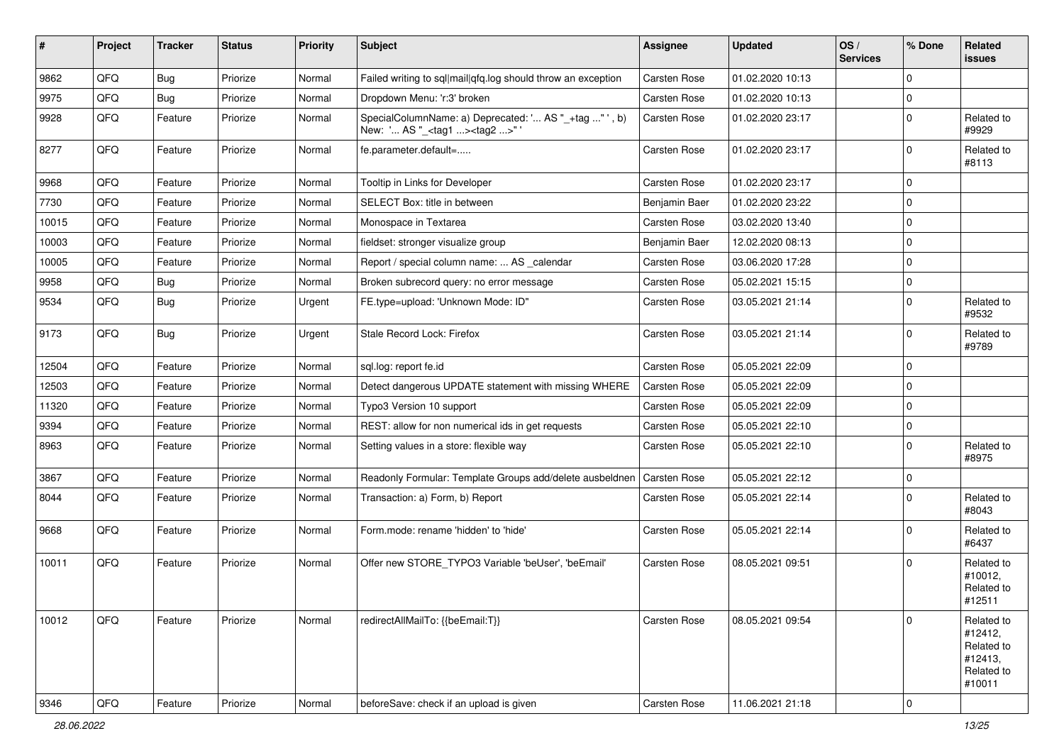| # | Project | Tracker | Status | Priority | Subject | Assignee | Updated | OS / Services | % Done | Related issues |
|---|---|---|---|---|---|---|---|---|---|---|
| 9862 | QFQ | Bug | Priorize | Normal | Failed writing to sql\|mail\|qfq.log should throw an exception | Carsten Rose | 01.02.2020 10:13 | | 0 | |
| 9975 | QFQ | Bug | Priorize | Normal | Dropdown Menu: 'r:3' broken | Carsten Rose | 01.02.2020 10:13 | | 0 | |
| 9928 | QFQ | Feature | Priorize | Normal | SpecialColumnName: a) Deprecated: '... AS "_+tag ..." ', b) New: '... AS "_<tag1 ...><tag2 ...>" ' | Carsten Rose | 01.02.2020 23:17 | | 0 | Related to #9929 |
| 8277 | QFQ | Feature | Priorize | Normal | fe.parameter.default=..... | Carsten Rose | 01.02.2020 23:17 | | 0 | Related to #8113 |
| 9968 | QFQ | Feature | Priorize | Normal | Tooltip in Links for Developer | Carsten Rose | 01.02.2020 23:17 | | 0 | |
| 7730 | QFQ | Feature | Priorize | Normal | SELECT Box: title in between | Benjamin Baer | 01.02.2020 23:22 | | 0 | |
| 10015 | QFQ | Feature | Priorize | Normal | Monospace in Textarea | Carsten Rose | 03.02.2020 13:40 | | 0 | |
| 10003 | QFQ | Feature | Priorize | Normal | fieldset: stronger visualize group | Benjamin Baer | 12.02.2020 08:13 | | 0 | |
| 10005 | QFQ | Feature | Priorize | Normal | Report / special column name: ... AS _calendar | Carsten Rose | 03.06.2020 17:28 | | 0 | |
| 9958 | QFQ | Bug | Priorize | Normal | Broken subrecord query: no error message | Carsten Rose | 05.02.2021 15:15 | | 0 | |
| 9534 | QFQ | Bug | Priorize | Urgent | FE.type=upload: 'Unknown Mode: ID" | Carsten Rose | 03.05.2021 21:14 | | 0 | Related to #9532 |
| 9173 | QFQ | Bug | Priorize | Urgent | Stale Record Lock: Firefox | Carsten Rose | 03.05.2021 21:14 | | 0 | Related to #9789 |
| 12504 | QFQ | Feature | Priorize | Normal | sql.log: report fe.id | Carsten Rose | 05.05.2021 22:09 | | 0 | |
| 12503 | QFQ | Feature | Priorize | Normal | Detect dangerous UPDATE statement with missing WHERE | Carsten Rose | 05.05.2021 22:09 | | 0 | |
| 11320 | QFQ | Feature | Priorize | Normal | Typo3 Version 10 support | Carsten Rose | 05.05.2021 22:09 | | 0 | |
| 9394 | QFQ | Feature | Priorize | Normal | REST: allow for non numerical ids in get requests | Carsten Rose | 05.05.2021 22:10 | | 0 | |
| 8963 | QFQ | Feature | Priorize | Normal | Setting values in a store: flexible way | Carsten Rose | 05.05.2021 22:10 | | 0 | Related to #8975 |
| 3867 | QFQ | Feature | Priorize | Normal | Readonly Formular: Template Groups add/delete ausbeldnen | Carsten Rose | 05.05.2021 22:12 | | 0 | |
| 8044 | QFQ | Feature | Priorize | Normal | Transaction: a) Form, b) Report | Carsten Rose | 05.05.2021 22:14 | | 0 | Related to #8043 |
| 9668 | QFQ | Feature | Priorize | Normal | Form.mode: rename 'hidden' to 'hide' | Carsten Rose | 05.05.2021 22:14 | | 0 | Related to #6437 |
| 10011 | QFQ | Feature | Priorize | Normal | Offer new STORE_TYPO3 Variable 'beUser', 'beEmail' | Carsten Rose | 08.05.2021 09:51 | | 0 | Related to #10012, Related to #12511 |
| 10012 | QFQ | Feature | Priorize | Normal | redirectAllMailTo: {{beEmail:T}} | Carsten Rose | 08.05.2021 09:54 | | 0 | Related to #12412, Related to #12413, Related to #10011 |
| 9346 | QFQ | Feature | Priorize | Normal | beforeSave: check if an upload is given | Carsten Rose | 11.06.2021 21:18 | | 0 | |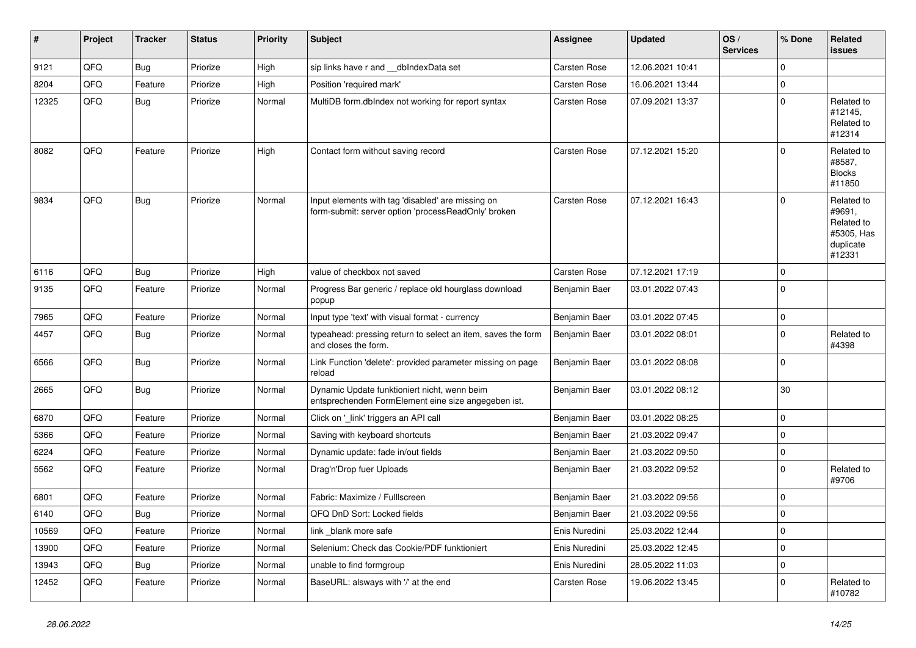| # | Project | Tracker | Status | Priority | Subject | Assignee | Updated | OS / Services | % Done | Related issues |
|---|---|---|---|---|---|---|---|---|---|---|
| 9121 | QFQ | Bug | Priorize | High | sip links have r and __dbIndexData set | Carsten Rose | 12.06.2021 10:41 | | 0 | |
| 8204 | QFQ | Feature | Priorize | High | Position 'required mark' | Carsten Rose | 16.06.2021 13:44 | | 0 | |
| 12325 | QFQ | Bug | Priorize | Normal | MultiDB form.dbIndex not working for report syntax | Carsten Rose | 07.09.2021 13:37 | | 0 | Related to #12145, Related to #12314 |
| 8082 | QFQ | Feature | Priorize | High | Contact form without saving record | Carsten Rose | 07.12.2021 15:20 | | 0 | Related to #8587, Blocks #11850 |
| 9834 | QFQ | Bug | Priorize | Normal | Input elements with tag 'disabled' are missing on form-submit: server option 'processReadOnly' broken | Carsten Rose | 07.12.2021 16:43 | | 0 | Related to #9691, Related to #5305, Has duplicate #12331 |
| 6116 | QFQ | Bug | Priorize | High | value of checkbox not saved | Carsten Rose | 07.12.2021 17:19 | | 0 | |
| 9135 | QFQ | Feature | Priorize | Normal | Progress Bar generic / replace old hourglass download popup | Benjamin Baer | 03.01.2022 07:43 | | 0 | |
| 7965 | QFQ | Feature | Priorize | Normal | Input type 'text' with visual format - currency | Benjamin Baer | 03.01.2022 07:45 | | 0 | |
| 4457 | QFQ | Bug | Priorize | Normal | typeahead: pressing return to select an item, saves the form and closes the form. | Benjamin Baer | 03.01.2022 08:01 | | 0 | Related to #4398 |
| 6566 | QFQ | Bug | Priorize | Normal | Link Function 'delete': provided parameter missing on page reload | Benjamin Baer | 03.01.2022 08:08 | | 0 | |
| 2665 | QFQ | Bug | Priorize | Normal | Dynamic Update funktioniert nicht, wenn beim entsprechenden FormElement eine size angegeben ist. | Benjamin Baer | 03.01.2022 08:12 | | 30 | |
| 6870 | QFQ | Feature | Priorize | Normal | Click on '_link' triggers an API call | Benjamin Baer | 03.01.2022 08:25 | | 0 | |
| 5366 | QFQ | Feature | Priorize | Normal | Saving with keyboard shortcuts | Benjamin Baer | 21.03.2022 09:47 | | 0 | |
| 6224 | QFQ | Feature | Priorize | Normal | Dynamic update: fade in/out fields | Benjamin Baer | 21.03.2022 09:50 | | 0 | |
| 5562 | QFQ | Feature | Priorize | Normal | Drag'n'Drop fuer Uploads | Benjamin Baer | 21.03.2022 09:52 | | 0 | Related to #9706 |
| 6801 | QFQ | Feature | Priorize | Normal | Fabric: Maximize / FullIscreen | Benjamin Baer | 21.03.2022 09:56 | | 0 | |
| 6140 | QFQ | Bug | Priorize | Normal | QFQ DnD Sort: Locked fields | Benjamin Baer | 21.03.2022 09:56 | | 0 | |
| 10569 | QFQ | Feature | Priorize | Normal | link _blank more safe | Enis Nuredini | 25.03.2022 12:44 | | 0 | |
| 13900 | QFQ | Feature | Priorize | Normal | Selenium: Check das Cookie/PDF funktioniert | Enis Nuredini | 25.03.2022 12:45 | | 0 | |
| 13943 | QFQ | Bug | Priorize | Normal | unable to find formgroup | Enis Nuredini | 28.05.2022 11:03 | | 0 | |
| 12452 | QFQ | Feature | Priorize | Normal | BaseURL: alsways with '/' at the end | Carsten Rose | 19.06.2022 13:45 | | 0 | Related to #10782 |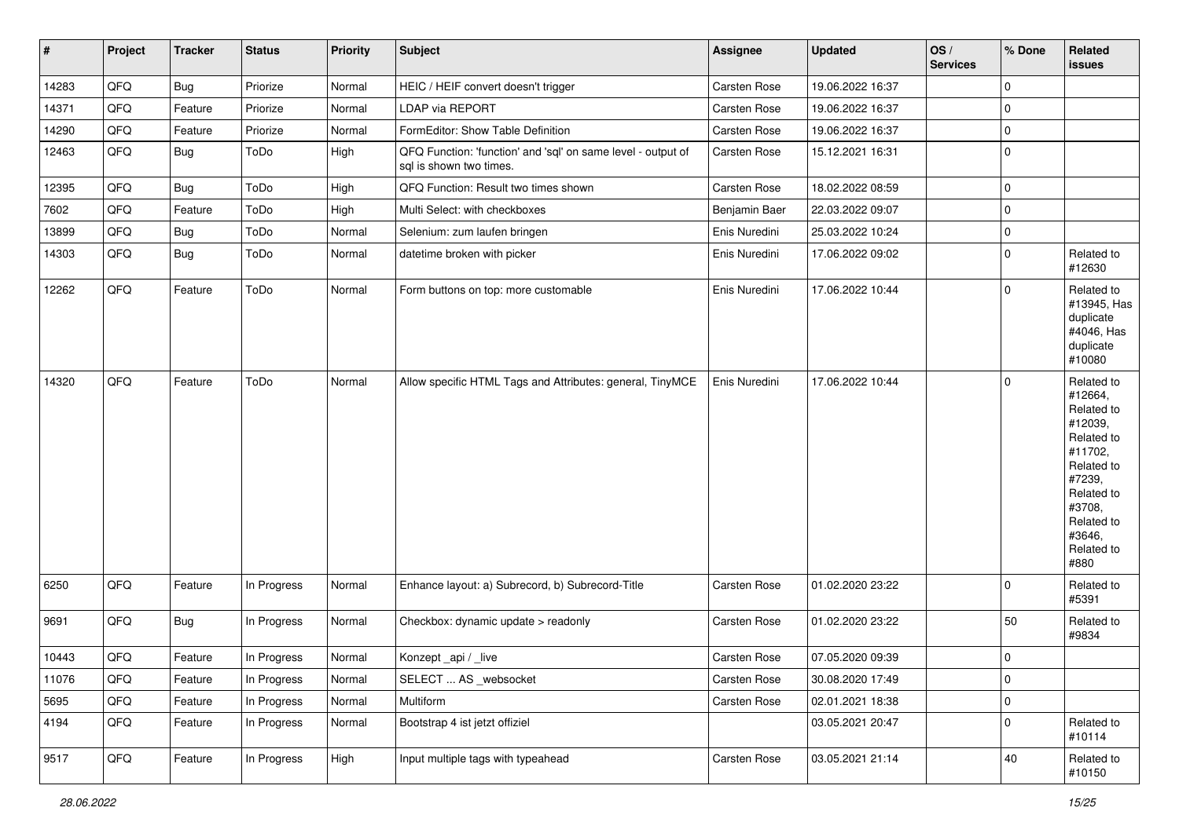| # | Project | Tracker | Status | Priority | Subject | Assignee | Updated | OS / Services | % Done | Related issues |
|---|---|---|---|---|---|---|---|---|---|---|
| 14283 | QFQ | Bug | Priorize | Normal | HEIC / HEIF convert doesn't trigger | Carsten Rose | 19.06.2022 16:37 | | 0 | |
| 14371 | QFQ | Feature | Priorize | Normal | LDAP via REPORT | Carsten Rose | 19.06.2022 16:37 | | 0 | |
| 14290 | QFQ | Feature | Priorize | Normal | FormEditor: Show Table Definition | Carsten Rose | 19.06.2022 16:37 | | 0 | |
| 12463 | QFQ | Bug | ToDo | High | QFQ Function: 'function' and 'sql' on same level - output of sql is shown two times. | Carsten Rose | 15.12.2021 16:31 | | 0 | |
| 12395 | QFQ | Bug | ToDo | High | QFQ Function: Result two times shown | Carsten Rose | 18.02.2022 08:59 | | 0 | |
| 7602 | QFQ | Feature | ToDo | High | Multi Select: with checkboxes | Benjamin Baer | 22.03.2022 09:07 | | 0 | |
| 13899 | QFQ | Bug | ToDo | Normal | Selenium: zum laufen bringen | Enis Nuredini | 25.03.2022 10:24 | | 0 | |
| 14303 | QFQ | Bug | ToDo | Normal | datetime broken with picker | Enis Nuredini | 17.06.2022 09:02 | | 0 | Related to #12630 |
| 12262 | QFQ | Feature | ToDo | Normal | Form buttons on top: more customable | Enis Nuredini | 17.06.2022 10:44 | | 0 | Related to #13945, Has duplicate #4046, Has duplicate #10080 |
| 14320 | QFQ | Feature | ToDo | Normal | Allow specific HTML Tags and Attributes: general, TinyMCE | Enis Nuredini | 17.06.2022 10:44 | | 0 | Related to #12664, Related to #12039, Related to #11702, Related to #7239, Related to #3708, Related to #3646, Related to #880 |
| 6250 | QFQ | Feature | In Progress | Normal | Enhance layout: a) Subrecord, b) Subrecord-Title | Carsten Rose | 01.02.2020 23:22 | | 0 | Related to #5391 |
| 9691 | QFQ | Bug | In Progress | Normal | Checkbox: dynamic update > readonly | Carsten Rose | 01.02.2020 23:22 | | 50 | Related to #9834 |
| 10443 | QFQ | Feature | In Progress | Normal | Konzept _api / _live | Carsten Rose | 07.05.2020 09:39 | | 0 | |
| 11076 | QFQ | Feature | In Progress | Normal | SELECT ... AS _websocket | Carsten Rose | 30.08.2020 17:49 | | 0 | |
| 5695 | QFQ | Feature | In Progress | Normal | Multiform | Carsten Rose | 02.01.2021 18:38 | | 0 | |
| 4194 | QFQ | Feature | In Progress | Normal | Bootstrap 4 ist jetzt offiziel | | 03.05.2021 20:47 | | 0 | Related to #10114 |
| 9517 | QFQ | Feature | In Progress | High | Input multiple tags with typeahead | Carsten Rose | 03.05.2021 21:14 | | 40 | Related to #10150 |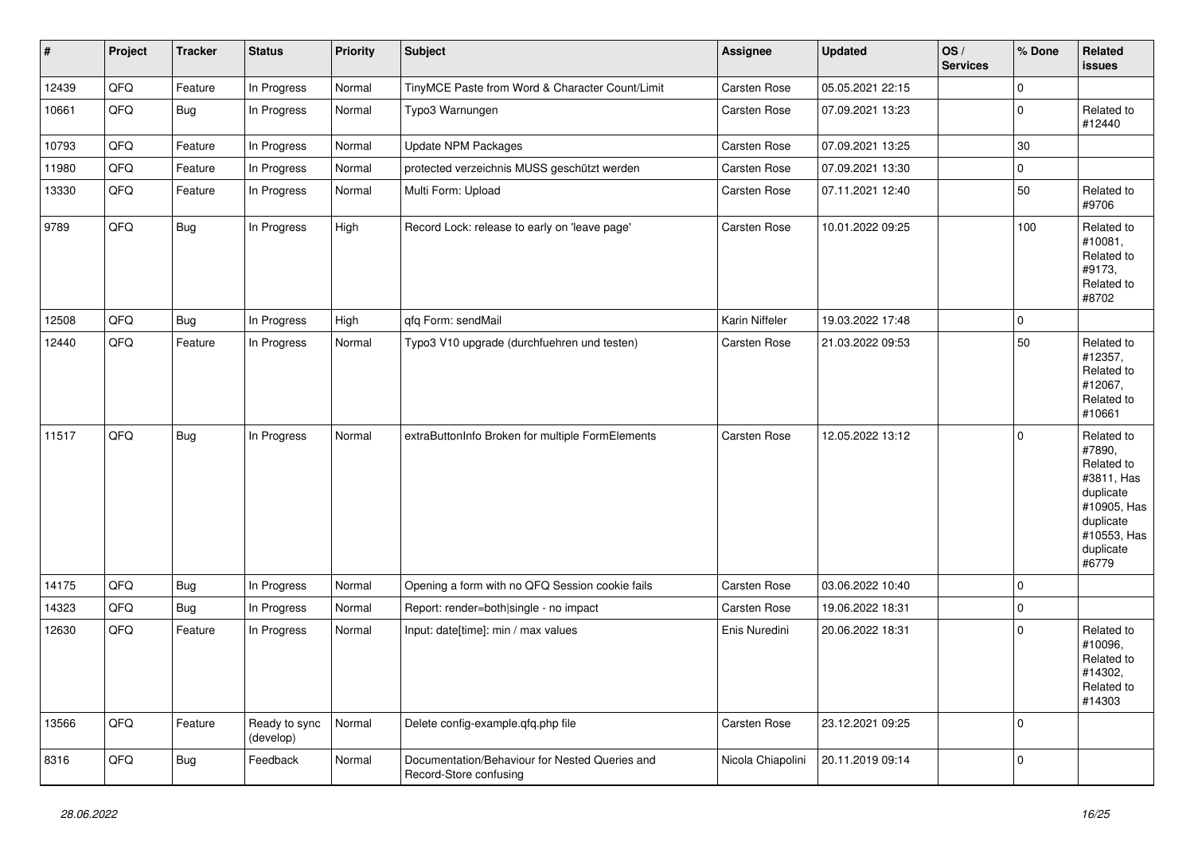| # | Project | Tracker | Status | Priority | Subject | Assignee | Updated | OS / Services | % Done | Related issues |
|---|---|---|---|---|---|---|---|---|---|---|
| 12439 | QFQ | Feature | In Progress | Normal | TinyMCE Paste from Word & Character Count/Limit | Carsten Rose | 05.05.2021 22:15 | | 0 | |
| 10661 | QFQ | Bug | In Progress | Normal | Typo3 Warnungen | Carsten Rose | 07.09.2021 13:23 | | 0 | Related to #12440 |
| 10793 | QFQ | Feature | In Progress | Normal | Update NPM Packages | Carsten Rose | 07.09.2021 13:25 | | 30 | |
| 11980 | QFQ | Feature | In Progress | Normal | protected verzeichnis MUSS geschützt werden | Carsten Rose | 07.09.2021 13:30 | | 0 | |
| 13330 | QFQ | Feature | In Progress | Normal | Multi Form: Upload | Carsten Rose | 07.11.2021 12:40 | | 50 | Related to #9706 |
| 9789 | QFQ | Bug | In Progress | High | Record Lock: release to early on 'leave page' | Carsten Rose | 10.01.2022 09:25 | | 100 | Related to #10081, Related to #9173, Related to #8702 |
| 12508 | QFQ | Bug | In Progress | High | qfq Form: sendMail | Karin Niffeler | 19.03.2022 17:48 | | 0 | |
| 12440 | QFQ | Feature | In Progress | Normal | Typo3 V10 upgrade (durchfuehren und testen) | Carsten Rose | 21.03.2022 09:53 | | 50 | Related to #12357, Related to #12067, Related to #10661 |
| 11517 | QFQ | Bug | In Progress | Normal | extraButtonInfo Broken for multiple FormElements | Carsten Rose | 12.05.2022 13:12 | | 0 | Related to #7890, Related to #3811, Has duplicate #10905, Has duplicate #10553, Has duplicate #6779 |
| 14175 | QFQ | Bug | In Progress | Normal | Opening a form with no QFQ Session cookie fails | Carsten Rose | 03.06.2022 10:40 | | 0 | |
| 14323 | QFQ | Bug | In Progress | Normal | Report: render=both\|single - no impact | Carsten Rose | 19.06.2022 18:31 | | 0 | |
| 12630 | QFQ | Feature | In Progress | Normal | Input: date[time]: min / max values | Enis Nuredini | 20.06.2022 18:31 | | 0 | Related to #10096, Related to #14302, Related to #14303 |
| 13566 | QFQ | Feature | Ready to sync (develop) | Normal | Delete config-example.qfq.php file | Carsten Rose | 23.12.2021 09:25 | | 0 | |
| 8316 | QFQ | Bug | Feedback | Normal | Documentation/Behaviour for Nested Queries and Record-Store confusing | Nicola Chiapolini | 20.11.2019 09:14 | | 0 | |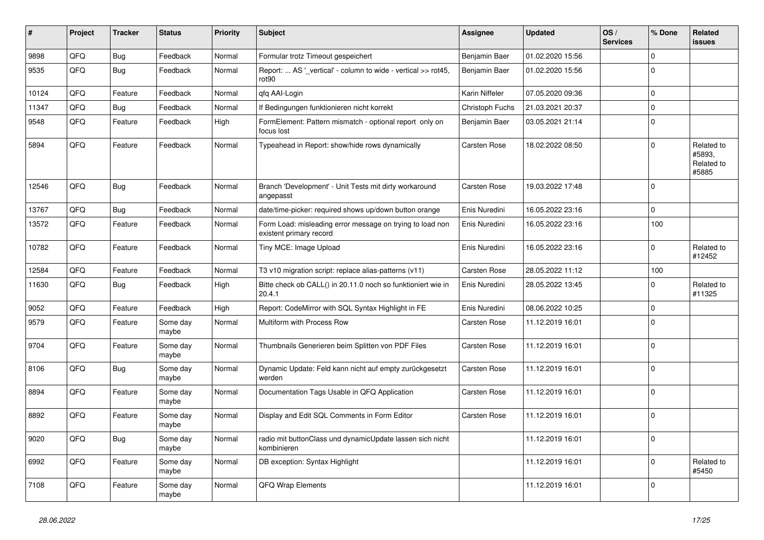| # | Project | Tracker | Status | Priority | Subject | Assignee | Updated | OS / Services | % Done | Related issues |
|---|---|---|---|---|---|---|---|---|---|---|
| 9898 | QFQ | Bug | Feedback | Normal | Formular trotz Timeout gespeichert | Benjamin Baer | 01.02.2020 15:56 | | 0 | |
| 9535 | QFQ | Bug | Feedback | Normal | Report: ... AS '_vertical' - column to wide - vertical >> rot45, rot90 | Benjamin Baer | 01.02.2020 15:56 | | 0 | |
| 10124 | QFQ | Feature | Feedback | Normal | qfq AAI-Login | Karin Niffeler | 07.05.2020 09:36 | | 0 | |
| 11347 | QFQ | Bug | Feedback | Normal | If Bedingungen funktionieren nicht korrekt | Christoph Fuchs | 21.03.2021 20:37 | | 0 | |
| 9548 | QFQ | Feature | Feedback | High | FormElement: Pattern mismatch - optional report only on focus lost | Benjamin Baer | 03.05.2021 21:14 | | 0 | |
| 5894 | QFQ | Feature | Feedback | Normal | Typeahead in Report: show/hide rows dynamically | Carsten Rose | 18.02.2022 08:50 | | 0 | Related to #5893, Related to #5885 |
| 12546 | QFQ | Bug | Feedback | Normal | Branch 'Development' - Unit Tests mit dirty workaround angepasst | Carsten Rose | 19.03.2022 17:48 | | 0 | |
| 13767 | QFQ | Bug | Feedback | Normal | date/time-picker: required shows up/down button orange | Enis Nuredini | 16.05.2022 23:16 | | 0 | |
| 13572 | QFQ | Feature | Feedback | Normal | Form Load: misleading error message on trying to load non existent primary record | Enis Nuredini | 16.05.2022 23:16 | | 100 | |
| 10782 | QFQ | Feature | Feedback | Normal | Tiny MCE: Image Upload | Enis Nuredini | 16.05.2022 23:16 | | 0 | Related to #12452 |
| 12584 | QFQ | Feature | Feedback | Normal | T3 v10 migration script: replace alias-patterns (v11) | Carsten Rose | 28.05.2022 11:12 | | 100 | |
| 11630 | QFQ | Bug | Feedback | High | Bitte check ob CALL() in 20.11.0 noch so funktioniert wie in 20.4.1 | Enis Nuredini | 28.05.2022 13:45 | | 0 | Related to #11325 |
| 9052 | QFQ | Feature | Feedback | High | Report: CodeMirror with SQL Syntax Highlight in FE | Enis Nuredini | 08.06.2022 10:25 | | 0 | |
| 9579 | QFQ | Feature | Some day maybe | Normal | Multiform with Process Row | Carsten Rose | 11.12.2019 16:01 | | 0 | |
| 9704 | QFQ | Feature | Some day maybe | Normal | Thumbnails Generieren beim Splitten von PDF Files | Carsten Rose | 11.12.2019 16:01 | | 0 | |
| 8106 | QFQ | Bug | Some day maybe | Normal | Dynamic Update: Feld kann nicht auf empty zurückgesetzt werden | Carsten Rose | 11.12.2019 16:01 | | 0 | |
| 8894 | QFQ | Feature | Some day maybe | Normal | Documentation Tags Usable in QFQ Application | Carsten Rose | 11.12.2019 16:01 | | 0 | |
| 8892 | QFQ | Feature | Some day maybe | Normal | Display and Edit SQL Comments in Form Editor | Carsten Rose | 11.12.2019 16:01 | | 0 | |
| 9020 | QFQ | Bug | Some day maybe | Normal | radio mit buttonClass und dynamicUpdate lassen sich nicht kombinieren | | 11.12.2019 16:01 | | 0 | |
| 6992 | QFQ | Feature | Some day maybe | Normal | DB exception: Syntax Highlight | | 11.12.2019 16:01 | | 0 | Related to #5450 |
| 7108 | QFQ | Feature | Some day maybe | Normal | QFQ Wrap Elements | | 11.12.2019 16:01 | | 0 | |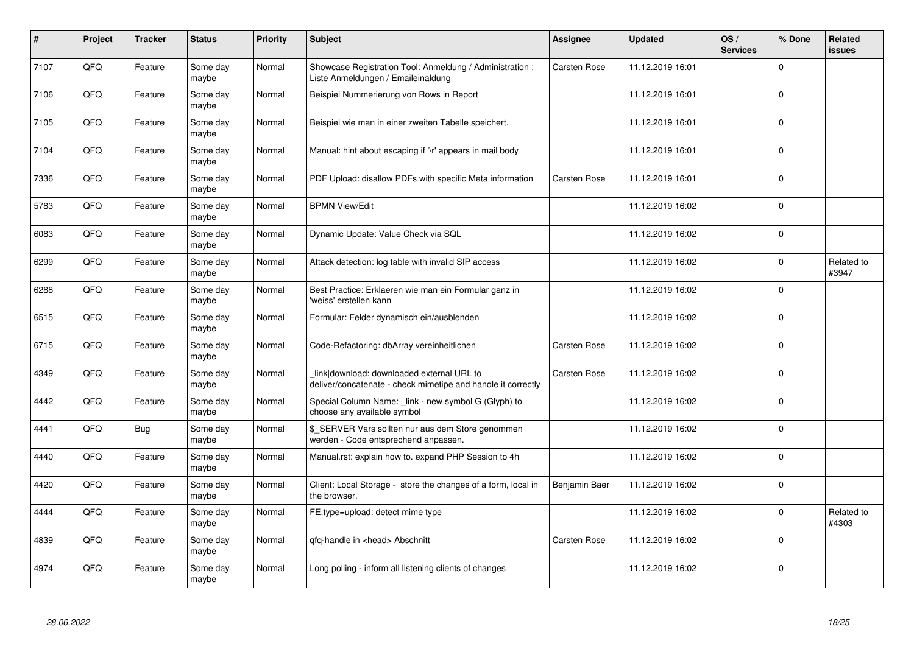| # | Project | Tracker | Status | Priority | Subject | Assignee | Updated | OS / Services | % Done | Related issues |
|---|---|---|---|---|---|---|---|---|---|---|
| 7107 | QFQ | Feature | Some day maybe | Normal | Showcase Registration Tool: Anmeldung / Administration : Liste Anmeldungen / Emaileinaldung | Carsten Rose | 11.12.2019 16:01 | | 0 | |
| 7106 | QFQ | Feature | Some day maybe | Normal | Beispiel Nummerierung von Rows in Report | | 11.12.2019 16:01 | | 0 | |
| 7105 | QFQ | Feature | Some day maybe | Normal | Beispiel wie man in einer zweiten Tabelle speichert. | | 11.12.2019 16:01 | | 0 | |
| 7104 | QFQ | Feature | Some day maybe | Normal | Manual: hint about escaping if '\r' appears in mail body | | 11.12.2019 16:01 | | 0 | |
| 7336 | QFQ | Feature | Some day maybe | Normal | PDF Upload: disallow PDFs with specific Meta information | Carsten Rose | 11.12.2019 16:01 | | 0 | |
| 5783 | QFQ | Feature | Some day maybe | Normal | BPMN View/Edit | | 11.12.2019 16:02 | | 0 | |
| 6083 | QFQ | Feature | Some day maybe | Normal | Dynamic Update: Value Check via SQL | | 11.12.2019 16:02 | | 0 | |
| 6299 | QFQ | Feature | Some day maybe | Normal | Attack detection: log table with invalid SIP access | | 11.12.2019 16:02 | | 0 | Related to #3947 |
| 6288 | QFQ | Feature | Some day maybe | Normal | Best Practice: Erklaeren wie man ein Formular ganz in 'weiss' erstellen kann | | 11.12.2019 16:02 | | 0 | |
| 6515 | QFQ | Feature | Some day maybe | Normal | Formular: Felder dynamisch ein/ausblenden | | 11.12.2019 16:02 | | 0 | |
| 6715 | QFQ | Feature | Some day maybe | Normal | Code-Refactoring: dbArray vereinheitlichen | Carsten Rose | 11.12.2019 16:02 | | 0 | |
| 4349 | QFQ | Feature | Some day maybe | Normal | _link\|download: downloaded external URL to deliver/concatenate - check mimetipe and handle it correctly | Carsten Rose | 11.12.2019 16:02 | | 0 | |
| 4442 | QFQ | Feature | Some day maybe | Normal | Special Column Name: _link - new symbol G (Glyph) to choose any available symbol | | 11.12.2019 16:02 | | 0 | |
| 4441 | QFQ | Bug | Some day maybe | Normal | $_SERVER Vars sollten nur aus dem Store genommen werden - Code entsprechend anpassen. | | 11.12.2019 16:02 | | 0 | |
| 4440 | QFQ | Feature | Some day maybe | Normal | Manual.rst: explain how to. expand PHP Session to 4h | | 11.12.2019 16:02 | | 0 | |
| 4420 | QFQ | Feature | Some day maybe | Normal | Client: Local Storage - store the changes of a form, local in the browser. | Benjamin Baer | 11.12.2019 16:02 | | 0 | |
| 4444 | QFQ | Feature | Some day maybe | Normal | FE.type=upload: detect mime type | | 11.12.2019 16:02 | | 0 | Related to #4303 |
| 4839 | QFQ | Feature | Some day maybe | Normal | qfq-handle in <head> Abschnitt | Carsten Rose | 11.12.2019 16:02 | | 0 | |
| 4974 | QFQ | Feature | Some day maybe | Normal | Long polling - inform all listening clients of changes | | 11.12.2019 16:02 | | 0 | |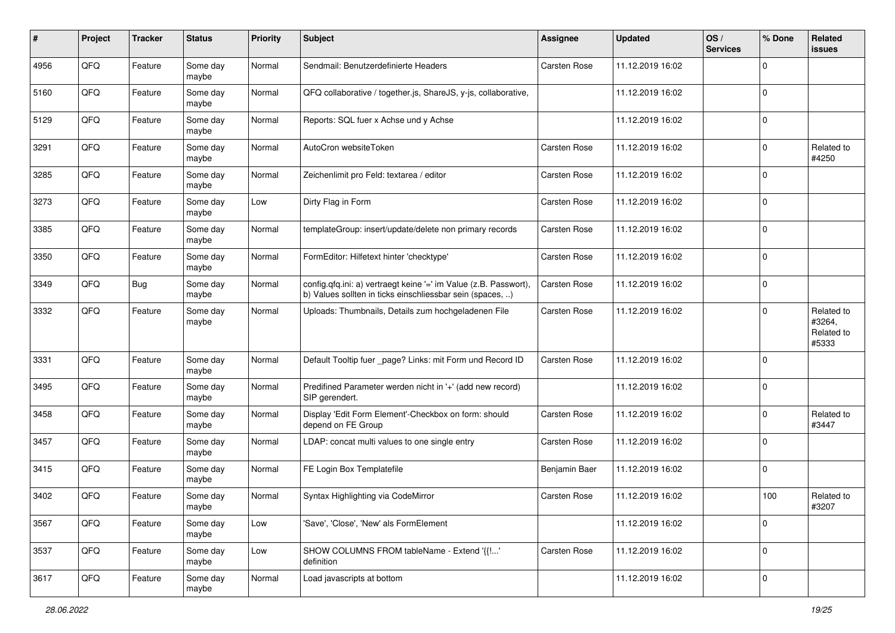| # | Project | Tracker | Status | Priority | Subject | Assignee | Updated | OS / Services | % Done | Related issues |
|---|---|---|---|---|---|---|---|---|---|---|
| 4956 | QFQ | Feature | Some day maybe | Normal | Sendmail: Benutzerdefinierte Headers | Carsten Rose | 11.12.2019 16:02 | | 0 | |
| 5160 | QFQ | Feature | Some day maybe | Normal | QFQ collaborative / together.js, ShareJS, y-js, collaborative, | | 11.12.2019 16:02 | | 0 | |
| 5129 | QFQ | Feature | Some day maybe | Normal | Reports: SQL fuer x Achse und y Achse | | 11.12.2019 16:02 | | 0 | |
| 3291 | QFQ | Feature | Some day maybe | Normal | AutoCron websiteToken | Carsten Rose | 11.12.2019 16:02 | | 0 | Related to #4250 |
| 3285 | QFQ | Feature | Some day maybe | Normal | Zeichenlimit pro Feld: textarea / editor | Carsten Rose | 11.12.2019 16:02 | | 0 | |
| 3273 | QFQ | Feature | Some day maybe | Low | Dirty Flag in Form | Carsten Rose | 11.12.2019 16:02 | | 0 | |
| 3385 | QFQ | Feature | Some day maybe | Normal | templateGroup: insert/update/delete non primary records | Carsten Rose | 11.12.2019 16:02 | | 0 | |
| 3350 | QFQ | Feature | Some day maybe | Normal | FormEditor: Hilfetext hinter 'checktype' | Carsten Rose | 11.12.2019 16:02 | | 0 | |
| 3349 | QFQ | Bug | Some day maybe | Normal | config.qfq.ini: a) vertraegt keine '=' im Value (z.B. Passwort), b) Values sollten in ticks einschliessbar sein (spaces, ..) | Carsten Rose | 11.12.2019 16:02 | | 0 | |
| 3332 | QFQ | Feature | Some day maybe | Normal | Uploads: Thumbnails, Details zum hochgeladenen File | Carsten Rose | 11.12.2019 16:02 | | 0 | Related to #3264, Related to #5333 |
| 3331 | QFQ | Feature | Some day maybe | Normal | Default Tooltip fuer _page? Links: mit Form und Record ID | Carsten Rose | 11.12.2019 16:02 | | 0 | |
| 3495 | QFQ | Feature | Some day maybe | Normal | Predifined Parameter werden nicht in '+' (add new record) SIP gerendert. | | 11.12.2019 16:02 | | 0 | |
| 3458 | QFQ | Feature | Some day maybe | Normal | Display 'Edit Form Element'-Checkbox on form: should depend on FE Group | Carsten Rose | 11.12.2019 16:02 | | 0 | Related to #3447 |
| 3457 | QFQ | Feature | Some day maybe | Normal | LDAP: concat multi values to one single entry | Carsten Rose | 11.12.2019 16:02 | | 0 | |
| 3415 | QFQ | Feature | Some day maybe | Normal | FE Login Box Templatefile | Benjamin Baer | 11.12.2019 16:02 | | 0 | |
| 3402 | QFQ | Feature | Some day maybe | Normal | Syntax Highlighting via CodeMirror | Carsten Rose | 11.12.2019 16:02 | | 100 | Related to #3207 |
| 3567 | QFQ | Feature | Some day maybe | Low | 'Save', 'Close', 'New' als FormElement | | 11.12.2019 16:02 | | 0 | |
| 3537 | QFQ | Feature | Some day maybe | Low | SHOW COLUMNS FROM tableName - Extend '{{!...' definition | Carsten Rose | 11.12.2019 16:02 | | 0 | |
| 3617 | QFQ | Feature | Some day maybe | Normal | Load javascripts at bottom | | 11.12.2019 16:02 | | 0 | |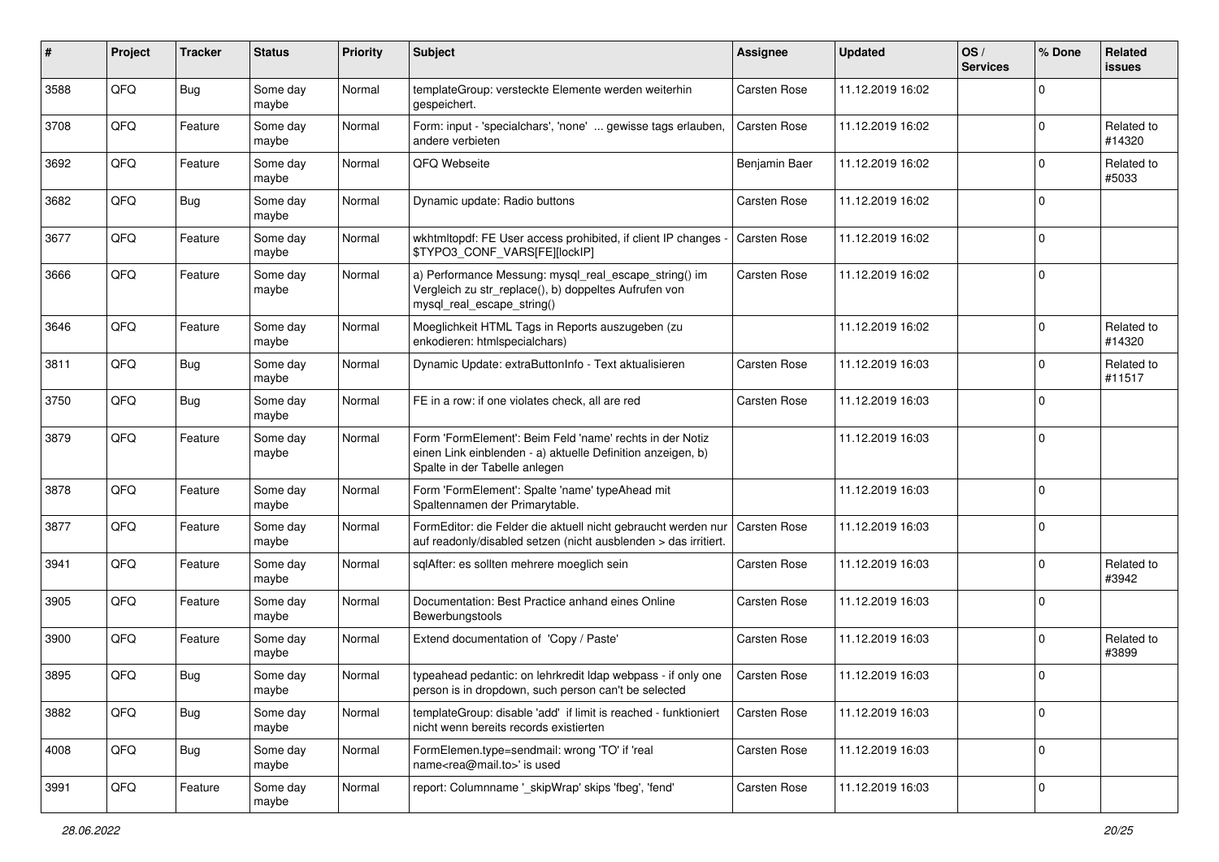| # | Project | Tracker | Status | Priority | Subject | Assignee | Updated | OS / Services | % Done | Related issues |
|---|---|---|---|---|---|---|---|---|---|---|
| 3588 | QFQ | Bug | Some day maybe | Normal | templateGroup: versteckte Elemente werden weiterhin gespeichert. | Carsten Rose | 11.12.2019 16:02 | | 0 | |
| 3708 | QFQ | Feature | Some day maybe | Normal | Form: input - 'specialchars', 'none' ... gewisse tags erlauben, andere verbieten | Carsten Rose | 11.12.2019 16:02 | | 0 | Related to #14320 |
| 3692 | QFQ | Feature | Some day maybe | Normal | QFQ Webseite | Benjamin Baer | 11.12.2019 16:02 | | 0 | Related to #5033 |
| 3682 | QFQ | Bug | Some day maybe | Normal | Dynamic update: Radio buttons | Carsten Rose | 11.12.2019 16:02 | | 0 | |
| 3677 | QFQ | Feature | Some day maybe | Normal | wkhtmltopdf: FE User access prohibited, if client IP changes - $TYPO3_CONF_VARS[FE][lockIP] | Carsten Rose | 11.12.2019 16:02 | | 0 | |
| 3666 | QFQ | Feature | Some day maybe | Normal | a) Performance Messung: mysql_real_escape_string() im Vergleich zu str_replace(), b) doppeltes Aufrufen von mysql_real_escape_string() | Carsten Rose | 11.12.2019 16:02 | | 0 | |
| 3646 | QFQ | Feature | Some day maybe | Normal | Moeglichkeit HTML Tags in Reports auszugeben (zu enkodieren: htmlspecialchars) | | 11.12.2019 16:02 | | 0 | Related to #14320 |
| 3811 | QFQ | Bug | Some day maybe | Normal | Dynamic Update: extraButtonInfo - Text aktualisieren | Carsten Rose | 11.12.2019 16:03 | | 0 | Related to #11517 |
| 3750 | QFQ | Bug | Some day maybe | Normal | FE in a row: if one violates check, all are red | Carsten Rose | 11.12.2019 16:03 | | 0 | |
| 3879 | QFQ | Feature | Some day maybe | Normal | Form 'FormElement': Beim Feld 'name' rechts in der Notiz einen Link einblenden - a) aktuelle Definition anzeigen, b) Spalte in der Tabelle anlegen | | 11.12.2019 16:03 | | 0 | |
| 3878 | QFQ | Feature | Some day maybe | Normal | Form 'FormElement': Spalte 'name' typeAhead mit Spaltennamen der Primarytable. | | 11.12.2019 16:03 | | 0 | |
| 3877 | QFQ | Feature | Some day maybe | Normal | FormEditor: die Felder die aktuell nicht gebraucht werden nur auf readonly/disabled setzen (nicht ausblenden > das irritiert. | Carsten Rose | 11.12.2019 16:03 | | 0 | |
| 3941 | QFQ | Feature | Some day maybe | Normal | sqlAfter: es sollten mehrere moeglich sein | Carsten Rose | 11.12.2019 16:03 | | 0 | Related to #3942 |
| 3905 | QFQ | Feature | Some day maybe | Normal | Documentation: Best Practice anhand eines Online Bewerbungstools | Carsten Rose | 11.12.2019 16:03 | | 0 | |
| 3900 | QFQ | Feature | Some day maybe | Normal | Extend documentation of 'Copy / Paste' | Carsten Rose | 11.12.2019 16:03 | | 0 | Related to #3899 |
| 3895 | QFQ | Bug | Some day maybe | Normal | typeahead pedantic: on lehrkredit ldap webpass - if only one person is in dropdown, such person can't be selected | Carsten Rose | 11.12.2019 16:03 | | 0 | |
| 3882 | QFQ | Bug | Some day maybe | Normal | templateGroup: disable 'add' if limit is reached - funktioniert nicht wenn bereits records existierten | Carsten Rose | 11.12.2019 16:03 | | 0 | |
| 4008 | QFQ | Bug | Some day maybe | Normal | FormElemen.type=sendmail: wrong 'TO' if 'real name<rea@mail.to>' is used | Carsten Rose | 11.12.2019 16:03 | | 0 | |
| 3991 | QFQ | Feature | Some day maybe | Normal | report: Columnname '_skipWrap' skips 'fbeg', 'fend' | Carsten Rose | 11.12.2019 16:03 | | 0 | |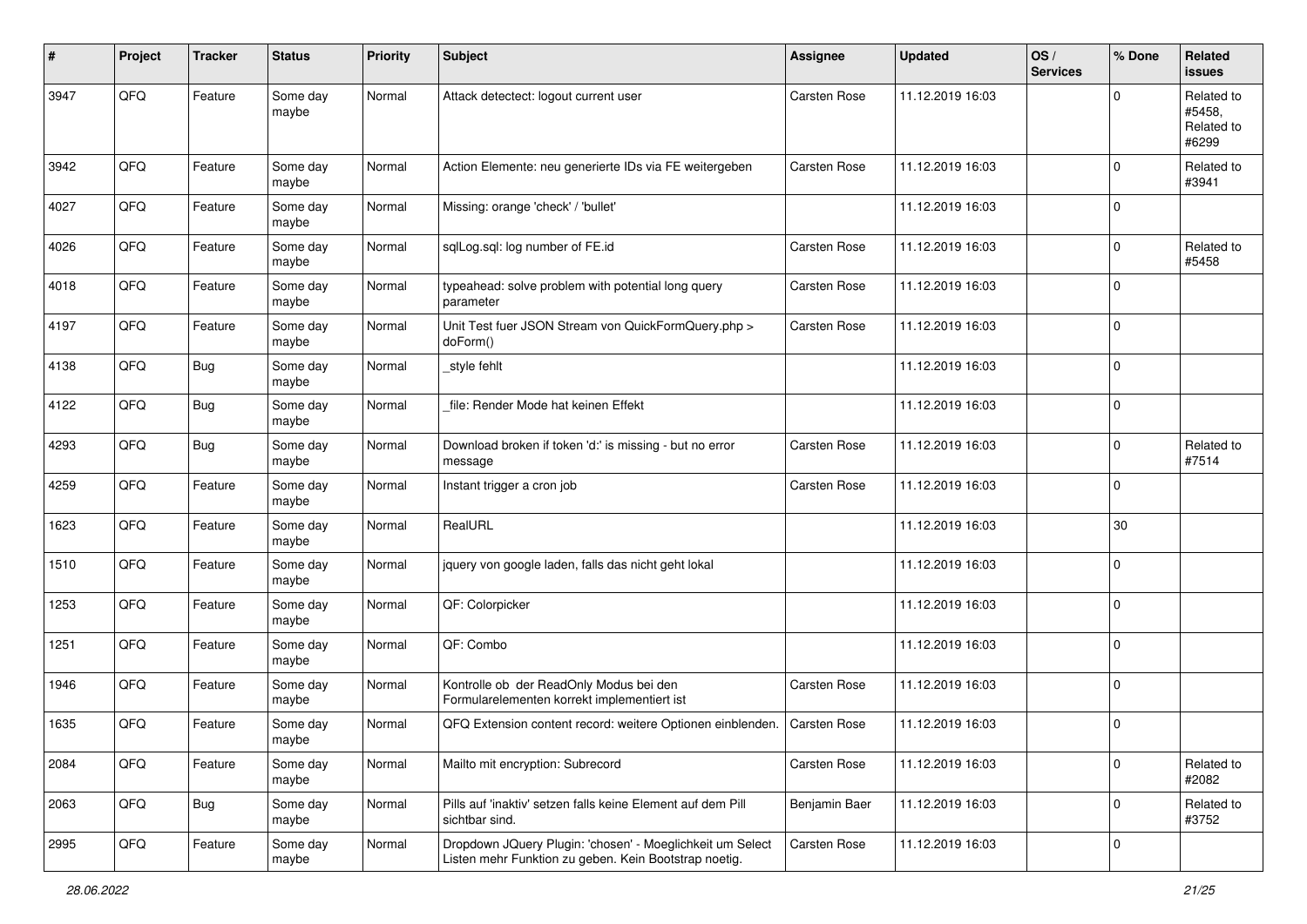| # | Project | Tracker | Status | Priority | Subject | Assignee | Updated | OS / Services | % Done | Related issues |
|---|---|---|---|---|---|---|---|---|---|---|
| 3947 | QFQ | Feature | Some day maybe | Normal | Attack detectect: logout current user | Carsten Rose | 11.12.2019 16:03 | | 0 | Related to #5458, Related to #6299 |
| 3942 | QFQ | Feature | Some day maybe | Normal | Action Elemente: neu generierte IDs via FE weitergeben | Carsten Rose | 11.12.2019 16:03 | | 0 | Related to #3941 |
| 4027 | QFQ | Feature | Some day maybe | Normal | Missing: orange 'check' / 'bullet' | | 11.12.2019 16:03 | | 0 | |
| 4026 | QFQ | Feature | Some day maybe | Normal | sqlLog.sql: log number of FE.id | Carsten Rose | 11.12.2019 16:03 | | 0 | Related to #5458 |
| 4018 | QFQ | Feature | Some day maybe | Normal | typeahead: solve problem with potential long query parameter | Carsten Rose | 11.12.2019 16:03 | | 0 | |
| 4197 | QFQ | Feature | Some day maybe | Normal | Unit Test fuer JSON Stream von QuickFormQuery.php > doForm() | Carsten Rose | 11.12.2019 16:03 | | 0 | |
| 4138 | QFQ | Bug | Some day maybe | Normal | _style fehlt | | 11.12.2019 16:03 | | 0 | |
| 4122 | QFQ | Bug | Some day maybe | Normal | _file: Render Mode hat keinen Effekt | | 11.12.2019 16:03 | | 0 | |
| 4293 | QFQ | Bug | Some day maybe | Normal | Download broken if token 'd:' is missing - but no error message | Carsten Rose | 11.12.2019 16:03 | | 0 | Related to #7514 |
| 4259 | QFQ | Feature | Some day maybe | Normal | Instant trigger a cron job | Carsten Rose | 11.12.2019 16:03 | | 0 | |
| 1623 | QFQ | Feature | Some day maybe | Normal | RealURL | | 11.12.2019 16:03 | | 30 | |
| 1510 | QFQ | Feature | Some day maybe | Normal | jquery von google laden, falls das nicht geht lokal | | 11.12.2019 16:03 | | 0 | |
| 1253 | QFQ | Feature | Some day maybe | Normal | QF: Colorpicker | | 11.12.2019 16:03 | | 0 | |
| 1251 | QFQ | Feature | Some day maybe | Normal | QF: Combo | | 11.12.2019 16:03 | | 0 | |
| 1946 | QFQ | Feature | Some day maybe | Normal | Kontrolle ob der ReadOnly Modus bei den Formularelementen korrekt implementiert ist | Carsten Rose | 11.12.2019 16:03 | | 0 | |
| 1635 | QFQ | Feature | Some day maybe | Normal | QFQ Extension content record: weitere Optionen einblenden. | Carsten Rose | 11.12.2019 16:03 | | 0 | |
| 2084 | QFQ | Feature | Some day maybe | Normal | Mailto mit encryption: Subrecord | Carsten Rose | 11.12.2019 16:03 | | 0 | Related to #2082 |
| 2063 | QFQ | Bug | Some day maybe | Normal | Pills auf 'inaktiv' setzen falls keine Element auf dem Pill sichtbar sind. | Benjamin Baer | 11.12.2019 16:03 | | 0 | Related to #3752 |
| 2995 | QFQ | Feature | Some day maybe | Normal | Dropdown JQuery Plugin: 'chosen' - Moeglichkeit um Select Listen mehr Funktion zu geben. Kein Bootstrap noetig. | Carsten Rose | 11.12.2019 16:03 | | 0 | |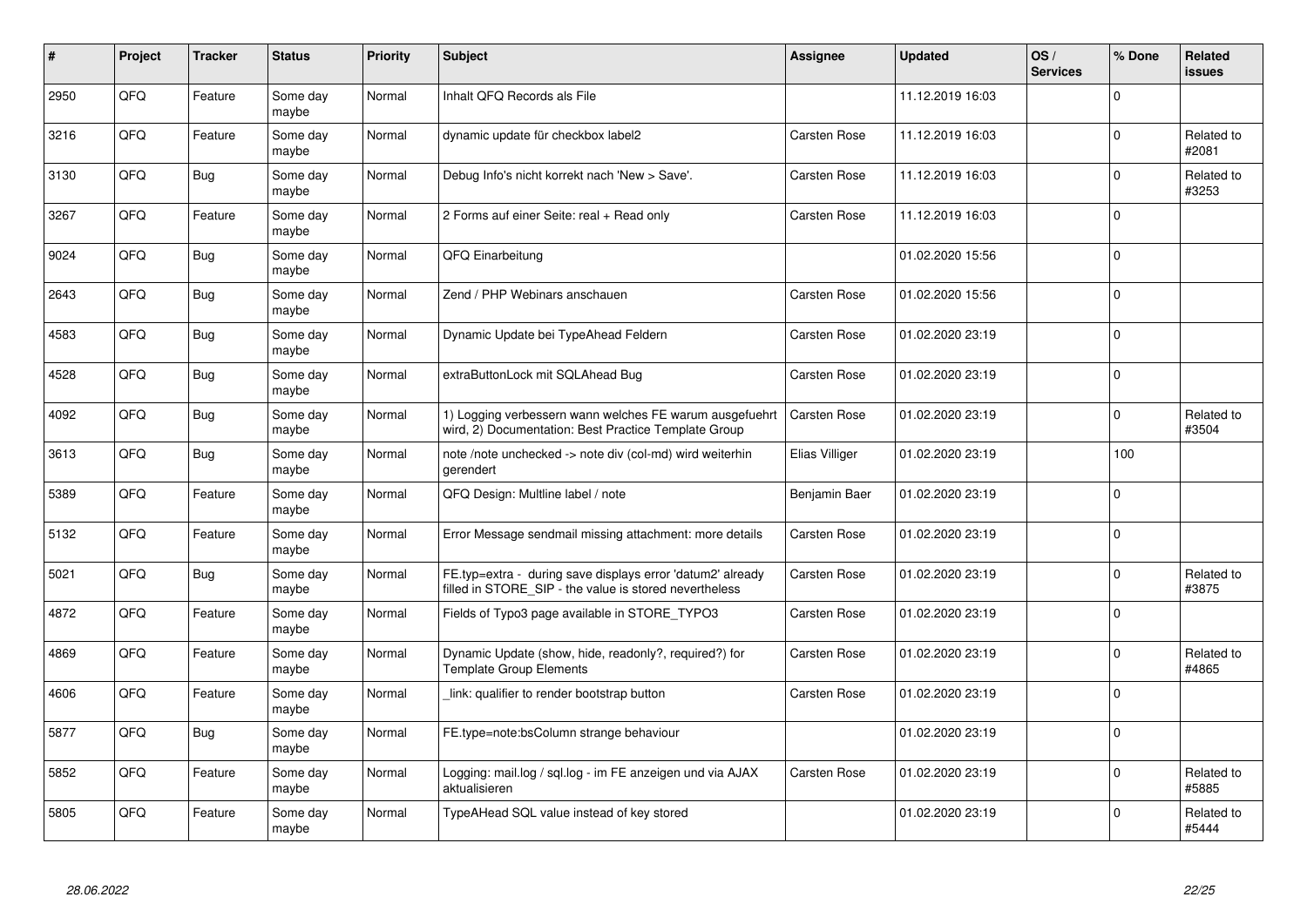| # | Project | Tracker | Status | Priority | Subject | Assignee | Updated | OS / Services | % Done | Related issues |
|---|---|---|---|---|---|---|---|---|---|---|
| 2950 | QFQ | Feature | Some day maybe | Normal | Inhalt QFQ Records als File |  | 11.12.2019 16:03 |  | 0 |  |
| 3216 | QFQ | Feature | Some day maybe | Normal | dynamic update für checkbox label2 | Carsten Rose | 11.12.2019 16:03 |  | 0 | Related to #2081 |
| 3130 | QFQ | Bug | Some day maybe | Normal | Debug Info's nicht korrekt nach 'New > Save'. | Carsten Rose | 11.12.2019 16:03 |  | 0 | Related to #3253 |
| 3267 | QFQ | Feature | Some day maybe | Normal | 2 Forms auf einer Seite: real + Read only | Carsten Rose | 11.12.2019 16:03 |  | 0 |  |
| 9024 | QFQ | Bug | Some day maybe | Normal | QFQ Einarbeitung |  | 01.02.2020 15:56 |  | 0 |  |
| 2643 | QFQ | Bug | Some day maybe | Normal | Zend / PHP Webinars anschauen | Carsten Rose | 01.02.2020 15:56 |  | 0 |  |
| 4583 | QFQ | Bug | Some day maybe | Normal | Dynamic Update bei TypeAhead Feldern | Carsten Rose | 01.02.2020 23:19 |  | 0 |  |
| 4528 | QFQ | Bug | Some day maybe | Normal | extraButtonLock mit SQLAhead Bug | Carsten Rose | 01.02.2020 23:19 |  | 0 |  |
| 4092 | QFQ | Bug | Some day maybe | Normal | 1) Logging verbessern wann welches FE warum ausgefuehrt wird, 2) Documentation: Best Practice Template Group | Carsten Rose | 01.02.2020 23:19 |  | 0 | Related to #3504 |
| 3613 | QFQ | Bug | Some day maybe | Normal | note /note unchecked -> note div (col-md) wird weiterhin gerendert | Elias Villiger | 01.02.2020 23:19 |  | 100 |  |
| 5389 | QFQ | Feature | Some day maybe | Normal | QFQ Design: Multline label / note | Benjamin Baer | 01.02.2020 23:19 |  | 0 |  |
| 5132 | QFQ | Feature | Some day maybe | Normal | Error Message sendmail missing attachment: more details | Carsten Rose | 01.02.2020 23:19 |  | 0 |  |
| 5021 | QFQ | Bug | Some day maybe | Normal | FE.typ=extra - during save displays error 'datum2' already filled in STORE_SIP - the value is stored nevertheless | Carsten Rose | 01.02.2020 23:19 |  | 0 | Related to #3875 |
| 4872 | QFQ | Feature | Some day maybe | Normal | Fields of Typo3 page available in STORE_TYPO3 | Carsten Rose | 01.02.2020 23:19 |  | 0 |  |
| 4869 | QFQ | Feature | Some day maybe | Normal | Dynamic Update (show, hide, readonly?, required?) for Template Group Elements | Carsten Rose | 01.02.2020 23:19 |  | 0 | Related to #4865 |
| 4606 | QFQ | Feature | Some day maybe | Normal | _link: qualifier to render bootstrap button | Carsten Rose | 01.02.2020 23:19 |  | 0 |  |
| 5877 | QFQ | Bug | Some day maybe | Normal | FE.type=note:bsColumn strange behaviour |  | 01.02.2020 23:19 |  | 0 |  |
| 5852 | QFQ | Feature | Some day maybe | Normal | Logging: mail.log / sql.log - im FE anzeigen und via AJAX aktualisieren | Carsten Rose | 01.02.2020 23:19 |  | 0 | Related to #5885 |
| 5805 | QFQ | Feature | Some day maybe | Normal | TypeAHead SQL value instead of key stored |  | 01.02.2020 23:19 |  | 0 | Related to #5444 |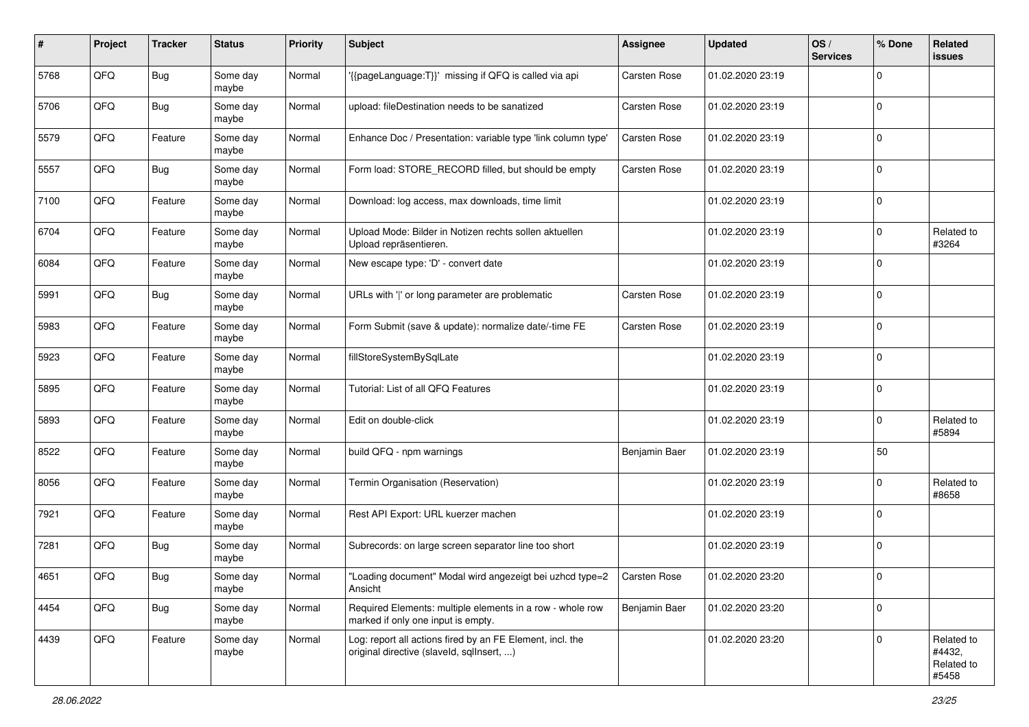| # | Project | Tracker | Status | Priority | Subject | Assignee | Updated | OS / Services | % Done | Related issues |
|---|---|---|---|---|---|---|---|---|---|---|
| 5768 | QFQ | Bug | Some day maybe | Normal | '{{pageLanguage:T}}' missing if QFQ is called via api | Carsten Rose | 01.02.2020 23:19 | | 0 | |
| 5706 | QFQ | Bug | Some day maybe | Normal | upload: fileDestination needs to be sanatized | Carsten Rose | 01.02.2020 23:19 | | 0 | |
| 5579 | QFQ | Feature | Some day maybe | Normal | Enhance Doc / Presentation: variable type 'link column type' | Carsten Rose | 01.02.2020 23:19 | | 0 | |
| 5557 | QFQ | Bug | Some day maybe | Normal | Form load: STORE_RECORD filled, but should be empty | Carsten Rose | 01.02.2020 23:19 | | 0 | |
| 7100 | QFQ | Feature | Some day maybe | Normal | Download: log access, max downloads, time limit | | 01.02.2020 23:19 | | 0 | |
| 6704 | QFQ | Feature | Some day maybe | Normal | Upload Mode: Bilder in Notizen rechts sollen aktuellen Upload repräsentieren. | | 01.02.2020 23:19 | | 0 | Related to #3264 |
| 6084 | QFQ | Feature | Some day maybe | Normal | New escape type: 'D' - convert date | | 01.02.2020 23:19 | | 0 | |
| 5991 | QFQ | Bug | Some day maybe | Normal | URLs with '\|' or long parameter are problematic | Carsten Rose | 01.02.2020 23:19 | | 0 | |
| 5983 | QFQ | Feature | Some day maybe | Normal | Form Submit (save & update): normalize date/-time FE | Carsten Rose | 01.02.2020 23:19 | | 0 | |
| 5923 | QFQ | Feature | Some day maybe | Normal | fillStoreSystemBySqlLate | | 01.02.2020 23:19 | | 0 | |
| 5895 | QFQ | Feature | Some day maybe | Normal | Tutorial: List of all QFQ Features | | 01.02.2020 23:19 | | 0 | |
| 5893 | QFQ | Feature | Some day maybe | Normal | Edit on double-click | | 01.02.2020 23:19 | | 0 | Related to #5894 |
| 8522 | QFQ | Feature | Some day maybe | Normal | build QFQ - npm warnings | Benjamin Baer | 01.02.2020 23:19 | | 50 | |
| 8056 | QFQ | Feature | Some day maybe | Normal | Termin Organisation (Reservation) | | 01.02.2020 23:19 | | 0 | Related to #8658 |
| 7921 | QFQ | Feature | Some day maybe | Normal | Rest API Export: URL kuerzer machen | | 01.02.2020 23:19 | | 0 | |
| 7281 | QFQ | Bug | Some day maybe | Normal | Subrecords: on large screen separator line too short | | 01.02.2020 23:19 | | 0 | |
| 4651 | QFQ | Bug | Some day maybe | Normal | "Loading document" Modal wird angezeigt bei uzhcd type=2 Ansicht | Carsten Rose | 01.02.2020 23:20 | | 0 | |
| 4454 | QFQ | Bug | Some day maybe | Normal | Required Elements: multiple elements in a row - whole row marked if only one input is empty. | Benjamin Baer | 01.02.2020 23:20 | | 0 | |
| 4439 | QFQ | Feature | Some day maybe | Normal | Log: report all actions fired by an FE Element, incl. the original directive (slaveId, sqlInsert, ...) | | 01.02.2020 23:20 | | 0 | Related to #4432, Related to #5458 |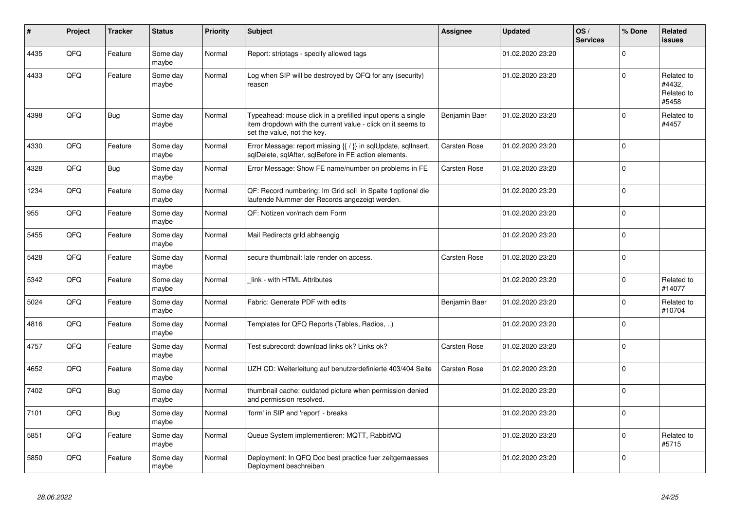| # | Project | Tracker | Status | Priority | Subject | Assignee | Updated | OS / Services | % Done | Related issues |
|---|---|---|---|---|---|---|---|---|---|---|
| 4435 | QFQ | Feature | Some day maybe | Normal | Report: striptags - specify allowed tags | | 01.02.2020 23:20 | | 0 | |
| 4433 | QFQ | Feature | Some day maybe | Normal | Log when SIP will be destroyed by QFQ for any (security) reason | | 01.02.2020 23:20 | | 0 | Related to #4432, Related to #5458 |
| 4398 | QFQ | Bug | Some day maybe | Normal | Typeahead: mouse click in a prefilled input opens a single item dropdown with the current value - click on it seems to set the value, not the key. | Benjamin Baer | 01.02.2020 23:20 | | 0 | Related to #4457 |
| 4330 | QFQ | Feature | Some day maybe | Normal | Error Message: report missing {{ / }} in sqlUpdate, sqlInsert, sqlDelete, sqlAfter, sqlBefore in FE action elements. | Carsten Rose | 01.02.2020 23:20 | | 0 | |
| 4328 | QFQ | Bug | Some day maybe | Normal | Error Message: Show FE name/number on problems in FE | Carsten Rose | 01.02.2020 23:20 | | 0 | |
| 1234 | QFQ | Feature | Some day maybe | Normal | QF: Record numbering: Im Grid soll in Spalte 1optional die laufende Nummer der Records angezeigt werden. | | 01.02.2020 23:20 | | 0 | |
| 955 | QFQ | Feature | Some day maybe | Normal | QF: Notizen vor/nach dem Form | | 01.02.2020 23:20 | | 0 | |
| 5455 | QFQ | Feature | Some day maybe | Normal | Mail Redirects grId abhaengig | | 01.02.2020 23:20 | | 0 | |
| 5428 | QFQ | Feature | Some day maybe | Normal | secure thumbnail: late render on access. | Carsten Rose | 01.02.2020 23:20 | | 0 | |
| 5342 | QFQ | Feature | Some day maybe | Normal | _link - with HTML Attributes | | 01.02.2020 23:20 | | 0 | Related to #14077 |
| 5024 | QFQ | Feature | Some day maybe | Normal | Fabric: Generate PDF with edits | Benjamin Baer | 01.02.2020 23:20 | | 0 | Related to #10704 |
| 4816 | QFQ | Feature | Some day maybe | Normal | Templates for QFQ Reports (Tables, Radios, ..) | | 01.02.2020 23:20 | | 0 | |
| 4757 | QFQ | Feature | Some day maybe | Normal | Test subrecord: download links ok? Links ok? | Carsten Rose | 01.02.2020 23:20 | | 0 | |
| 4652 | QFQ | Feature | Some day maybe | Normal | UZH CD: Weiterleitung auf benutzerdefinierte 403/404 Seite | Carsten Rose | 01.02.2020 23:20 | | 0 | |
| 7402 | QFQ | Bug | Some day maybe | Normal | thumbnail cache: outdated picture when permission denied and permission resolved. | | 01.02.2020 23:20 | | 0 | |
| 7101 | QFQ | Bug | Some day maybe | Normal | 'form' in SIP and 'report' - breaks | | 01.02.2020 23:20 | | 0 | |
| 5851 | QFQ | Feature | Some day maybe | Normal | Queue System implementieren: MQTT, RabbitMQ | | 01.02.2020 23:20 | | 0 | Related to #5715 |
| 5850 | QFQ | Feature | Some day maybe | Normal | Deployment: In QFQ Doc best practice fuer zeitgemaesses Deployment beschreiben | | 01.02.2020 23:20 | | 0 | |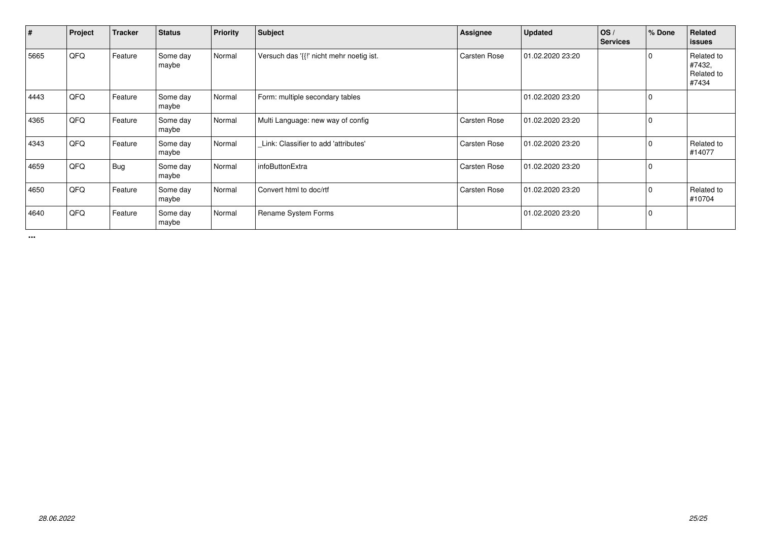| # | Project | Tracker | Status | Priority | Subject | Assignee | Updated | OS / Services | % Done | Related issues |
|---|---|---|---|---|---|---|---|---|---|---|
| 5665 | QFQ | Feature | Some day maybe | Normal | Versuch das '{{!' nicht mehr noetig ist. | Carsten Rose | 01.02.2020 23:20 | | 0 | Related to #7432, Related to #7434 |
| 4443 | QFQ | Feature | Some day maybe | Normal | Form: multiple secondary tables | | 01.02.2020 23:20 | | 0 | |
| 4365 | QFQ | Feature | Some day maybe | Normal | Multi Language: new way of config | Carsten Rose | 01.02.2020 23:20 | | 0 | |
| 4343 | QFQ | Feature | Some day maybe | Normal | _Link: Classifier to add 'attributes' | Carsten Rose | 01.02.2020 23:20 | | 0 | Related to #14077 |
| 4659 | QFQ | Bug | Some day maybe | Normal | infoButtonExtra | Carsten Rose | 01.02.2020 23:20 | | 0 | |
| 4650 | QFQ | Feature | Some day maybe | Normal | Convert html to doc/rtf | Carsten Rose | 01.02.2020 23:20 | | 0 | Related to #10704 |
| 4640 | QFQ | Feature | Some day maybe | Normal | Rename System Forms | | 01.02.2020 23:20 | | 0 | |

**...**